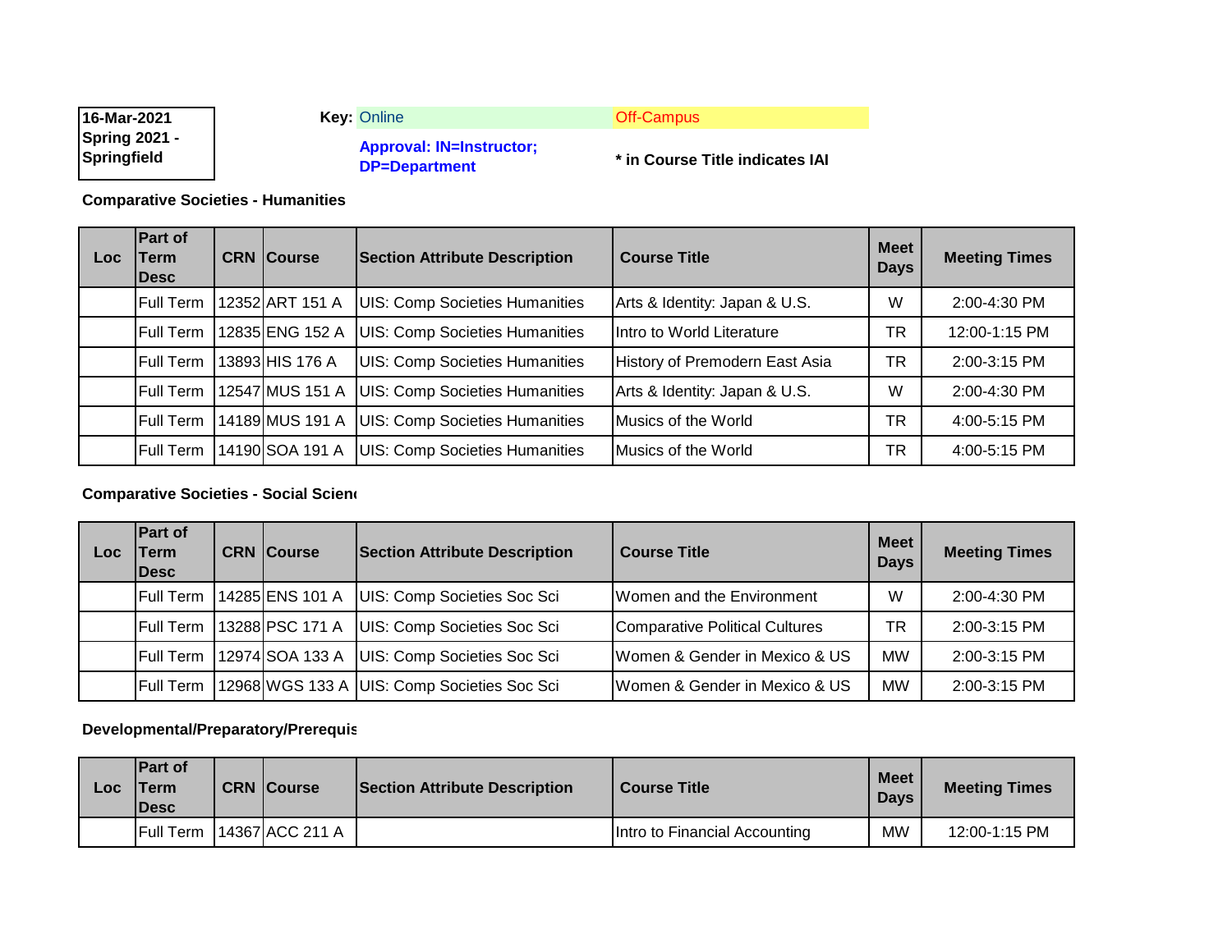16-Mar-2021
Spring 2021 -
Springfield

**Key:** Online | Off-Campus

**Approval: IN=Instructor; DP=Department**

**\* in Course Title indicates IAI**

**Comparative Societies - Humanities**

| Loc | Part of Term Desc | CRN | Course | Section Attribute Description | Course Title | Meet Days | Meeting Times |
|---|---|---|---|---|---|---|---|
| | Full Term | 12352 | ART 151 A | UIS: Comp Societies Humanities | Arts & Identity: Japan & U.S. | W | 2:00-4:30 PM |
| | Full Term | 12835 | ENG 152 A | UIS: Comp Societies Humanities | Intro to World Literature | TR | 12:00-1:15 PM |
| | Full Term | 13893 | HIS 176 A | UIS: Comp Societies Humanities | History of Premodern East Asia | TR | 2:00-3:15 PM |
| | Full Term | 12547 | MUS 151 A | UIS: Comp Societies Humanities | Arts & Identity: Japan & U.S. | W | 2:00-4:30 PM |
| | Full Term | 14189 | MUS 191 A | UIS: Comp Societies Humanities | Musics of the World | TR | 4:00-5:15 PM |
| | Full Term | 14190 | SOA 191 A | UIS: Comp Societies Humanities | Musics of the World | TR | 4:00-5:15 PM |

**Comparative Societies - Social Scien**

| Loc | Part of Term Desc | CRN | Course | Section Attribute Description | Course Title | Meet Days | Meeting Times |
|---|---|---|---|---|---|---|---|
| | Full Term | 14285 | ENS 101 A | UIS: Comp Societies Soc Sci | Women and the Environment | W | 2:00-4:30 PM |
| | Full Term | 13288 | PSC 171 A | UIS: Comp Societies Soc Sci | Comparative Political Cultures | TR | 2:00-3:15 PM |
| | Full Term | 12974 | SOA 133 A | UIS: Comp Societies Soc Sci | Women & Gender in Mexico & US | MW | 2:00-3:15 PM |
| | Full Term | 12968 | WGS 133 A | UIS: Comp Societies Soc Sci | Women & Gender in Mexico & US | MW | 2:00-3:15 PM |

**Developmental/Preparatory/Prerequis**

| Loc | Part of Term Desc | CRN | Course | Section Attribute Description | Course Title | Meet Days | Meeting Times |
|---|---|---|---|---|---|---|---|
| | Full Term | 14367 | ACC 211 A | | Intro to Financial Accounting | MW | 12:00-1:15 PM |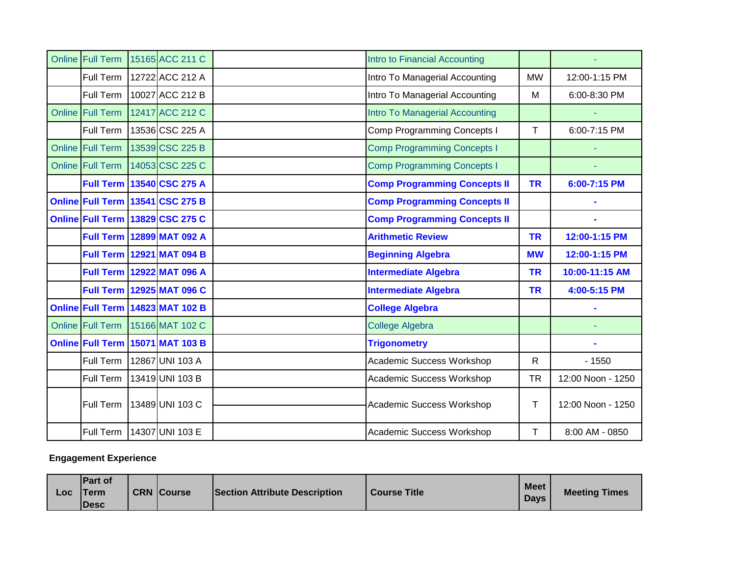| Online | Full Term | 15165 | ACC 211 C | | Intro to Financial Accounting | | - |
|---|---|---|---|---|---|---|---|
| | Full Term | 12722 | ACC 212 A | | Intro To Managerial Accounting | MW | 12:00-1:15 PM |
| | Full Term | 10027 | ACC 212 B | | Intro To Managerial Accounting | M | 6:00-8:30 PM |
| Online | Full Term | 12417 | ACC 212 C | | Intro To Managerial Accounting | | - |
| | Full Term | 13536 | CSC 225 A | | Comp Programming Concepts I | T | 6:00-7:15 PM |
| Online | Full Term | 13539 | CSC 225 B | | Comp Programming Concepts I | | - |
| Online | Full Term | 14053 | CSC 225 C | | Comp Programming Concepts I | | - |
| | **Full Term** | **13540** | **CSC 275 A** | | **Comp Programming Concepts II** | **TR** | **6:00-7:15 PM** |
| **Online** | **Full Term** | **13541** | **CSC 275 B** | | **Comp Programming Concepts II** | | **-** |
| **Online** | **Full Term** | **13829** | **CSC 275 C** | | **Comp Programming Concepts II** | | **-** |
| | **Full Term** | **12899** | **MAT 092 A** | | **Arithmetic Review** | **TR** | **12:00-1:15 PM** |
| | **Full Term** | **12921** | **MAT 094 B** | | **Beginning Algebra** | **MW** | **12:00-1:15 PM** |
| | **Full Term** | **12922** | **MAT 096 A** | | **Intermediate Algebra** | **TR** | **10:00-11:15 AM** |
| | **Full Term** | **12925** | **MAT 096 C** | | **Intermediate Algebra** | **TR** | **4:00-5:15 PM** |
| **Online** | **Full Term** | **14823** | **MAT 102 B** | | **College Algebra** | | **-** |
| Online | Full Term | 15166 | MAT 102 C | | College Algebra | | - |
| **Online** | **Full Term** | **15071** | **MAT 103 B** | | **Trigonometry** | | **-** |
| | Full Term | 12867 | UNI 103 A | | Academic Success Workshop | R | - 1550 |
| | Full Term | 13419 | UNI 103 B | | Academic Success Workshop | TR | 12:00 Noon - 1250 |
| | Full Term | 13489 | UNI 103 C | | Academic Success Workshop | T | 12:00 Noon - 1250 |
| | Full Term | 14307 | UNI 103 E | | Academic Success Workshop | T | 8:00 AM - 0850 |

**Engagement Experience**

| Loc | Part of Term Desc | CRN | Course | Section Attribute Description | Course Title | Meet Days | Meeting Times |
|---|---|---|---|---|---|---|---|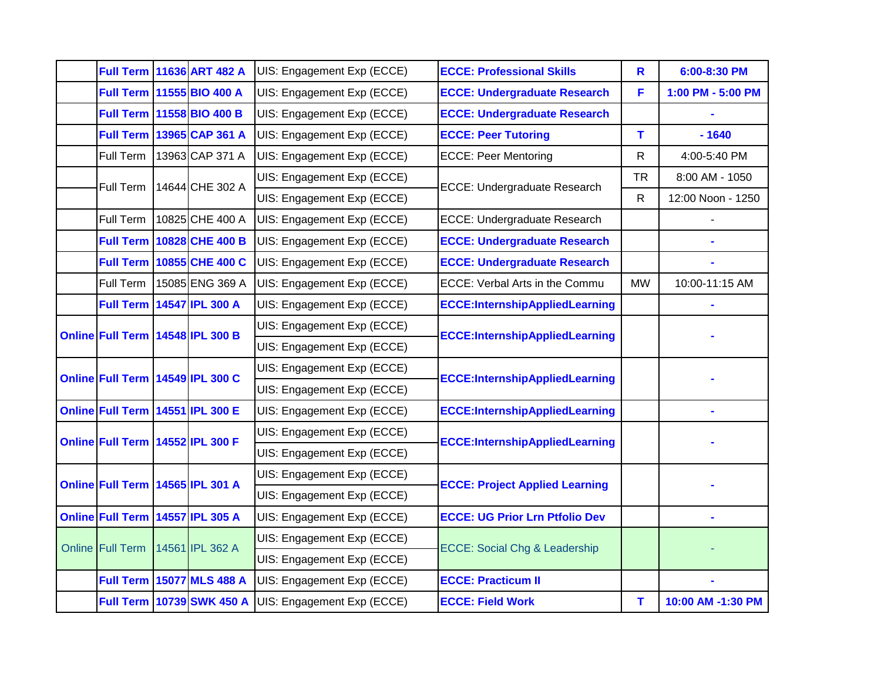| | | | | | | | |
|---|---|---|---|---|---|---|---|
| | **Full Term** | **11636** | **ART 482 A** | UIS: Engagement Exp (ECCE) | **ECCE: Professional Skills** | **R** | **6:00-8:30 PM** |
| | **Full Term** | **11555** | **BIO 400 A** | UIS: Engagement Exp (ECCE) | **ECCE: Undergraduate Research** | **F** | **1:00 PM - 5:00 PM** |
| | **Full Term** | **11558** | **BIO 400 B** | UIS: Engagement Exp (ECCE) | **ECCE: Undergraduate Research** | | **-** |
| | **Full Term** | **13965** | **CAP 361 A** | UIS: Engagement Exp (ECCE) | **ECCE: Peer Tutoring** | **T** | **- 1640** |
| | Full Term | 13963 | CAP 371 A | UIS: Engagement Exp (ECCE) | ECCE: Peer Mentoring | R | 4:00-5:40 PM |
| | Full Term | 14644 | CHE 302 A | UIS: Engagement Exp (ECCE) | ECCE: Undergraduate Research | TR | 8:00 AM - 1050 |
| | | | | UIS: Engagement Exp (ECCE) | | R | 12:00 Noon - 1250 |
| | Full Term | 10825 | CHE 400 A | UIS: Engagement Exp (ECCE) | ECCE: Undergraduate Research | | - |
| | **Full Term** | **10828** | **CHE 400 B** | UIS: Engagement Exp (ECCE) | **ECCE: Undergraduate Research** | | **-** |
| | **Full Term** | **10855** | **CHE 400 C** | UIS: Engagement Exp (ECCE) | **ECCE: Undergraduate Research** | | **-** |
| | Full Term | 15085 | ENG 369 A | UIS: Engagement Exp (ECCE) | ECCE: Verbal Arts in the Commu | MW | 10:00-11:15 AM |
| | **Full Term** | **14547** | **IPL 300 A** | UIS: Engagement Exp (ECCE) | **ECCE:InternshipAppliedLearning** | | **-** |
| **Online** | **Full Term** | **14548** | **IPL 300 B** | UIS: Engagement Exp (ECCE) | **ECCE:InternshipAppliedLearning** | | **-** |
| | | | | UIS: Engagement Exp (ECCE) | | | |
| **Online** | **Full Term** | **14549** | **IPL 300 C** | UIS: Engagement Exp (ECCE) | **ECCE:InternshipAppliedLearning** | | **-** |
| | | | | UIS: Engagement Exp (ECCE) | | | |
| **Online** | **Full Term** | **14551** | **IPL 300 E** | UIS: Engagement Exp (ECCE) | **ECCE:InternshipAppliedLearning** | | **-** |
| **Online** | **Full Term** | **14552** | **IPL 300 F** | UIS: Engagement Exp (ECCE) | **ECCE:InternshipAppliedLearning** | | **-** |
| | | | | UIS: Engagement Exp (ECCE) | | | |
| **Online** | **Full Term** | **14565** | **IPL 301 A** | UIS: Engagement Exp (ECCE) | **ECCE: Project Applied Learning** | | **-** |
| | | | | UIS: Engagement Exp (ECCE) | | | |
| **Online** | **Full Term** | **14557** | **IPL 305 A** | UIS: Engagement Exp (ECCE) | **ECCE: UG Prior Lrn Ptfolio Dev** | | **-** |
| Online | Full Term | 14561 | IPL 362 A | UIS: Engagement Exp (ECCE) | ECCE: Social Chg & Leadership | | - |
| | | | | UIS: Engagement Exp (ECCE) | | | |
| | **Full Term** | **15077** | **MLS 488 A** | UIS: Engagement Exp (ECCE) | **ECCE: Practicum II** | | **-** |
| | **Full Term** | **10739** | **SWK 450 A** | UIS: Engagement Exp (ECCE) | **ECCE: Field Work** | **T** | **10:00 AM -1:30 PM** |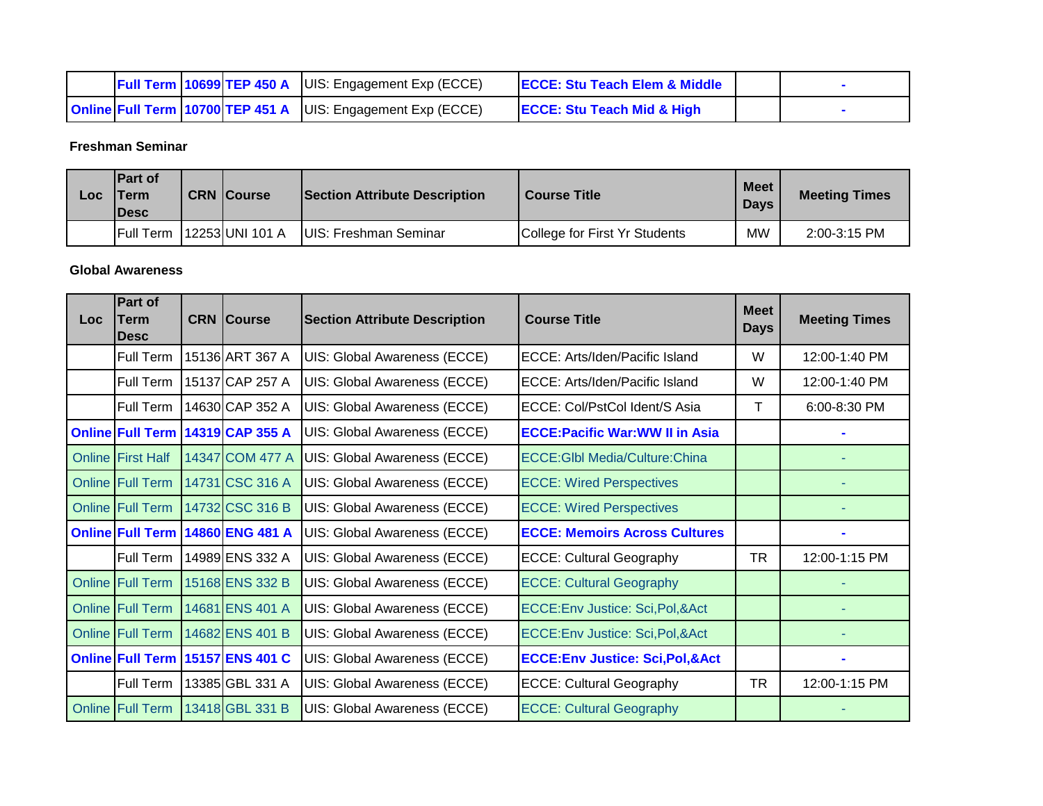| | | | | | | | |
|---|---|---|---|---|---|---|---|
| | Full Term | 10699 | TEP 450 A | UIS: Engagement Exp (ECCE) | ECCE: Stu Teach Elem & Middle | | - |
| Online | Full Term | 10700 | TEP 451 A | UIS: Engagement Exp (ECCE) | ECCE: Stu Teach Mid & High | | - |

**Freshman Seminar**

| Loc | Part of Term Desc | CRN | Course | Section Attribute Description | Course Title | Meet Days | Meeting Times |
|---|---|---|---|---|---|---|---|
| | Full Term | 12253 | UNI 101 A | UIS: Freshman Seminar | College for First Yr Students | MW | 2:00-3:15 PM |

**Global Awareness**

| Loc | Part of Term Desc | CRN | Course | Section Attribute Description | Course Title | Meet Days | Meeting Times |
|---|---|---|---|---|---|---|---|
| | Full Term | 15136 | ART 367 A | UIS: Global Awareness (ECCE) | ECCE: Arts/Iden/Pacific Island | W | 12:00-1:40 PM |
| | Full Term | 15137 | CAP 257 A | UIS: Global Awareness (ECCE) | ECCE: Arts/Iden/Pacific Island | W | 12:00-1:40 PM |
| | Full Term | 14630 | CAP 352 A | UIS: Global Awareness (ECCE) | ECCE: Col/PstCol Ident/S Asia | T | 6:00-8:30 PM |
| Online | Full Term | 14319 | CAP 355 A | UIS: Global Awareness (ECCE) | ECCE:Pacific War:WW II in Asia | | - |
| Online | First Half | 14347 | COM 477 A | UIS: Global Awareness (ECCE) | ECCE:Glbl Media/Culture:China | | - |
| Online | Full Term | 14731 | CSC 316 A | UIS: Global Awareness (ECCE) | ECCE: Wired Perspectives | | - |
| Online | Full Term | 14732 | CSC 316 B | UIS: Global Awareness (ECCE) | ECCE: Wired Perspectives | | - |
| Online | Full Term | 14860 | ENG 481 A | UIS: Global Awareness (ECCE) | ECCE: Memoirs Across Cultures | | - |
| | Full Term | 14989 | ENS 332 A | UIS: Global Awareness (ECCE) | ECCE: Cultural Geography | TR | 12:00-1:15 PM |
| Online | Full Term | 15168 | ENS 332 B | UIS: Global Awareness (ECCE) | ECCE: Cultural Geography | | - |
| Online | Full Term | 14681 | ENS 401 A | UIS: Global Awareness (ECCE) | ECCE:Env Justice: Sci,Pol,&Act | | - |
| Online | Full Term | 14682 | ENS 401 B | UIS: Global Awareness (ECCE) | ECCE:Env Justice: Sci,Pol,&Act | | - |
| Online | Full Term | 15157 | ENS 401 C | UIS: Global Awareness (ECCE) | ECCE:Env Justice: Sci,Pol,&Act | | - |
| | Full Term | 13385 | GBL 331 A | UIS: Global Awareness (ECCE) | ECCE: Cultural Geography | TR | 12:00-1:15 PM |
| Online | Full Term | 13418 | GBL 331 B | UIS: Global Awareness (ECCE) | ECCE: Cultural Geography | | - |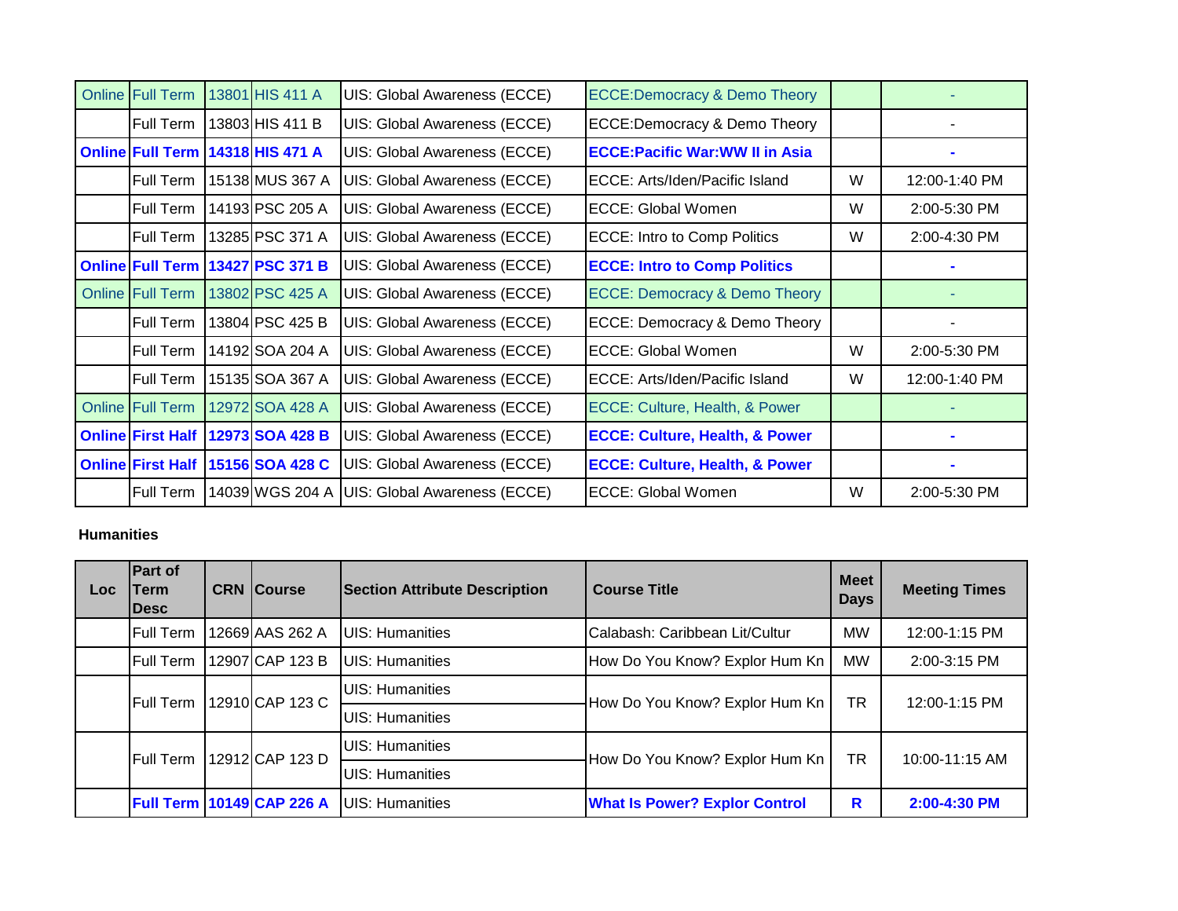| Loc | Part of Term Desc | CRN | Course | Section Attribute Description | Course Title | Meet Days | Meeting Times |
|---|---|---|---|---|---|---|---|
| Online | Full Term | 13801 | HIS 411 A | UIS: Global Awareness (ECCE) | ECCE:Democracy & Demo Theory | | - |
| | Full Term | 13803 | HIS 411 B | UIS: Global Awareness (ECCE) | ECCE:Democracy & Demo Theory | | - |
| **Online** | **Full Term** | **14318** | **HIS 471 A** | UIS: Global Awareness (ECCE) | **ECCE:Pacific War:WW II in Asia** | | **-** |
| | Full Term | 15138 | MUS 367 A | UIS: Global Awareness (ECCE) | ECCE: Arts/Iden/Pacific Island | W | 12:00-1:40 PM |
| | Full Term | 14193 | PSC 205 A | UIS: Global Awareness (ECCE) | ECCE: Global Women | W | 2:00-5:30 PM |
| | Full Term | 13285 | PSC 371 A | UIS: Global Awareness (ECCE) | ECCE: Intro to Comp Politics | W | 2:00-4:30 PM |
| **Online** | **Full Term** | **13427** | **PSC 371 B** | UIS: Global Awareness (ECCE) | **ECCE: Intro to Comp Politics** | | **-** |
| Online | Full Term | 13802 | PSC 425 A | UIS: Global Awareness (ECCE) | ECCE: Democracy & Demo Theory | | - |
| | Full Term | 13804 | PSC 425 B | UIS: Global Awareness (ECCE) | ECCE: Democracy & Demo Theory | | - |
| | Full Term | 14192 | SOA 204 A | UIS: Global Awareness (ECCE) | ECCE: Global Women | W | 2:00-5:30 PM |
| | Full Term | 15135 | SOA 367 A | UIS: Global Awareness (ECCE) | ECCE: Arts/Iden/Pacific Island | W | 12:00-1:40 PM |
| Online | Full Term | 12972 | SOA 428 A | UIS: Global Awareness (ECCE) | ECCE: Culture, Health, & Power | | - |
| **Online** | **First Half** | **12973** | **SOA 428 B** | UIS: Global Awareness (ECCE) | **ECCE: Culture, Health, & Power** | | **-** |
| **Online** | **First Half** | **15156** | **SOA 428 C** | UIS: Global Awareness (ECCE) | **ECCE: Culture, Health, & Power** | | **-** |
| | Full Term | 14039 | WGS 204 A | UIS: Global Awareness (ECCE) | ECCE: Global Women | W | 2:00-5:30 PM |

**Humanities**

| Loc | Part of Term Desc | CRN | Course | Section Attribute Description | Course Title | Meet Days | Meeting Times |
|---|---|---|---|---|---|---|---|
| | Full Term | 12669 | AAS 262 A | UIS: Humanities | Calabash: Caribbean Lit/Cultur | MW | 12:00-1:15 PM |
| | Full Term | 12907 | CAP 123 B | UIS: Humanities | How Do You Know? Explor Hum Kn | MW | 2:00-3:15 PM |
| | Full Term | 12910 | CAP 123 C | UIS: Humanities<br>UIS: Humanities | How Do You Know? Explor Hum Kn | TR | 12:00-1:15 PM |
| | Full Term | 12912 | CAP 123 D | UIS: Humanities<br>UIS: Humanities | How Do You Know? Explor Hum Kn | TR | 10:00-11:15 AM |
| | **Full Term** | **10149** | **CAP 226 A** | UIS: Humanities | **What Is Power? Explor Control** | **R** | **2:00-4:30 PM** |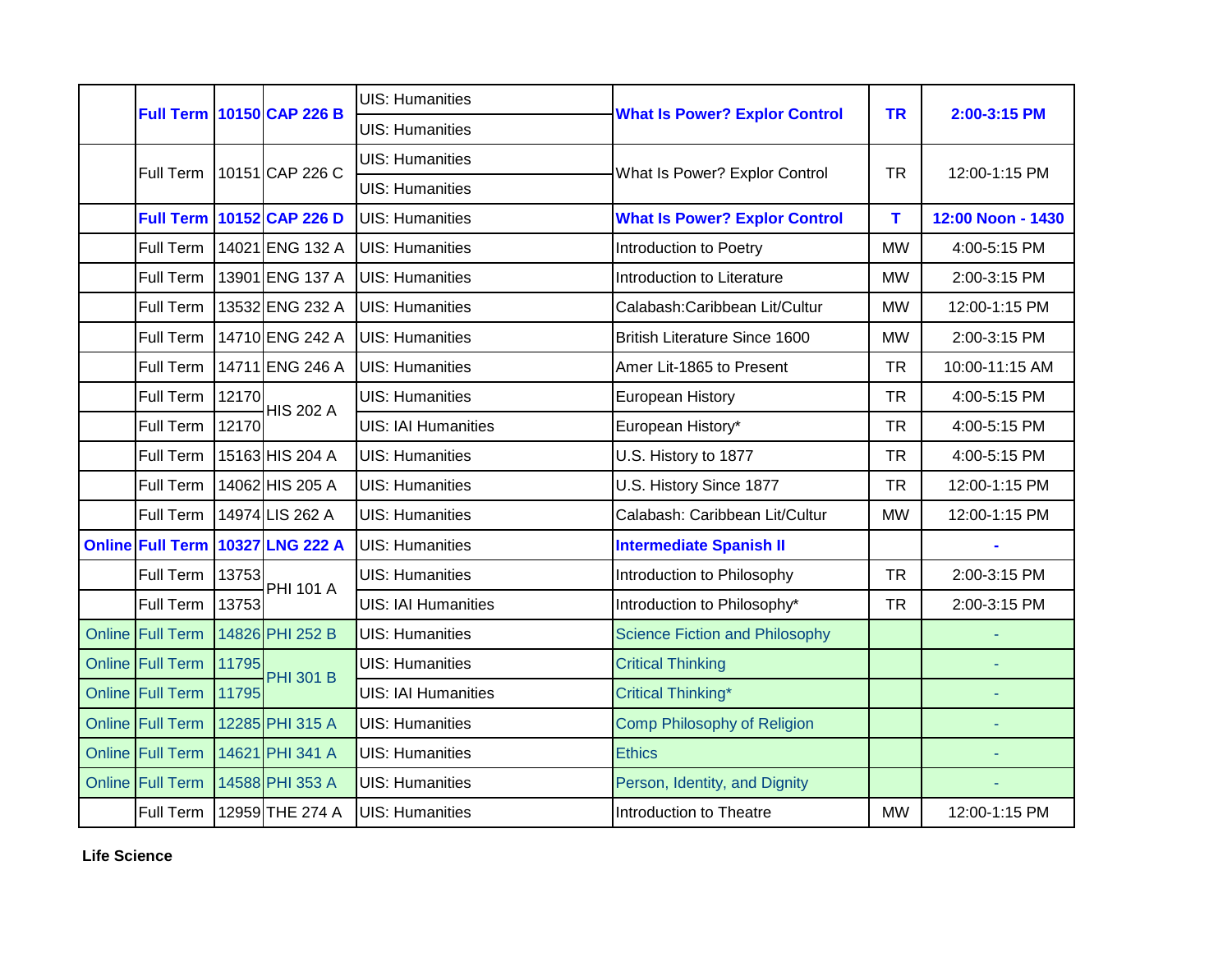| | | | | | | | |
|---|---|---|---|---|---|---|---|
| | **Full Term** | **10150** | **CAP 226 B** | UIS: Humanities | **What Is Power? Explor Control** | **TR** | **2:00-3:15 PM** |
| | | | | UIS: Humanities | | | |
| | Full Term | 10151 | CAP 226 C | UIS: Humanities | What Is Power? Explor Control | TR | 12:00-1:15 PM |
| | | | | UIS: Humanities | | | |
| | **Full Term** | **10152** | **CAP 226 D** | UIS: Humanities | **What Is Power? Explor Control** | **T** | **12:00 Noon - 1430** |
| | Full Term | 14021 | ENG 132 A | UIS: Humanities | Introduction to Poetry | MW | 4:00-5:15 PM |
| | Full Term | 13901 | ENG 137 A | UIS: Humanities | Introduction to Literature | MW | 2:00-3:15 PM |
| | Full Term | 13532 | ENG 232 A | UIS: Humanities | Calabash:Caribbean Lit/Cultur | MW | 12:00-1:15 PM |
| | Full Term | 14710 | ENG 242 A | UIS: Humanities | British Literature Since 1600 | MW | 2:00-3:15 PM |
| | Full Term | 14711 | ENG 246 A | UIS: Humanities | Amer Lit-1865 to Present | TR | 10:00-11:15 AM |
| | Full Term | 12170 | HIS 202 A | UIS: Humanities | European History | TR | 4:00-5:15 PM |
| | Full Term | 12170 | | UIS: IAI Humanities | European History* | TR | 4:00-5:15 PM |
| | Full Term | 15163 | HIS 204 A | UIS: Humanities | U.S. History to 1877 | TR | 4:00-5:15 PM |
| | Full Term | 14062 | HIS 205 A | UIS: Humanities | U.S. History Since 1877 | TR | 12:00-1:15 PM |
| | Full Term | 14974 | LIS 262 A | UIS: Humanities | Calabash: Caribbean Lit/Cultur | MW | 12:00-1:15 PM |
| **Online** | **Full Term** | **10327** | **LNG 222 A** | UIS: Humanities | **Intermediate Spanish II** | | **-** |
| | Full Term | 13753 | PHI 101 A | UIS: Humanities | Introduction to Philosophy | TR | 2:00-3:15 PM |
| | Full Term | 13753 | | UIS: IAI Humanities | Introduction to Philosophy* | TR | 2:00-3:15 PM |
| Online | Full Term | 14826 | PHI 252 B | UIS: Humanities | Science Fiction and Philosophy | | - |
| Online | Full Term | 11795 | PHI 301 B | UIS: Humanities | Critical Thinking | | - |
| Online | Full Term | 11795 | | UIS: IAI Humanities | Critical Thinking* | | - |
| Online | Full Term | 12285 | PHI 315 A | UIS: Humanities | Comp Philosophy of Religion | | - |
| Online | Full Term | 14621 | PHI 341 A | UIS: Humanities | Ethics | | - |
| Online | Full Term | 14588 | PHI 353 A | UIS: Humanities | Person, Identity, and Dignity | | - |
| | Full Term | 12959 | THE 274 A | UIS: Humanities | Introduction to Theatre | MW | 12:00-1:15 PM |

**Life Science**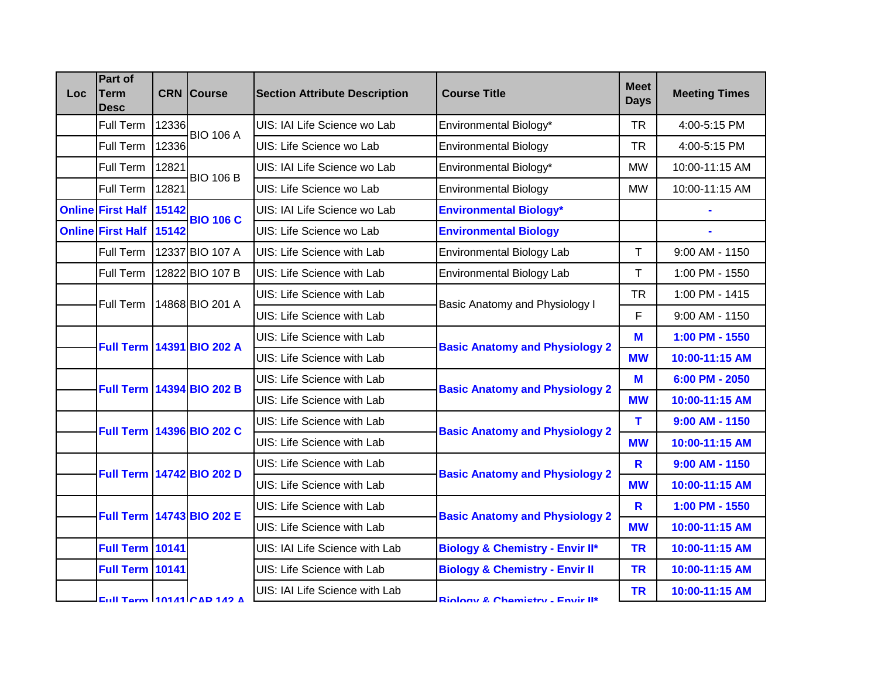| Loc | Part of Term Desc | CRN | Course | Section Attribute Description | Course Title | Meet Days | Meeting Times |
|---|---|---|---|---|---|---|---|
| | Full Term | 12336 | BIO 106 A | UIS: IAI Life Science wo Lab | Environmental Biology* | TR | 4:00-5:15 PM |
| | Full Term | 12336 | | UIS: Life Science wo Lab | Environmental Biology | TR | 4:00-5:15 PM |
| | Full Term | 12821 | BIO 106 B | UIS: IAI Life Science wo Lab | Environmental Biology* | MW | 10:00-11:15 AM |
| | Full Term | 12821 | | UIS: Life Science wo Lab | Environmental Biology | MW | 10:00-11:15 AM |
| **Online** | **First Half** | **15142** | **BIO 106 C** | UIS: IAI Life Science wo Lab | **Environmental Biology*** | | **-** |
| **Online** | **First Half** | **15142** | | UIS: Life Science wo Lab | **Environmental Biology** | | **-** |
| | Full Term | 12337 | BIO 107 A | UIS: Life Science with Lab | Environmental Biology Lab | T | 9:00 AM - 1150 |
| | Full Term | 12822 | BIO 107 B | UIS: Life Science with Lab | Environmental Biology Lab | T | 1:00 PM - 1550 |
| | Full Term | 14868 | BIO 201 A | UIS: Life Science with Lab | Basic Anatomy and Physiology I | TR | 1:00 PM - 1415 |
| | | | | UIS: Life Science with Lab | | F | 9:00 AM - 1150 |
| | **Full Term** | **14391** | **BIO 202 A** | UIS: Life Science with Lab | **Basic Anatomy and Physiology 2** | **M** | **1:00 PM - 1550** |
| | | | | UIS: Life Science with Lab | | **MW** | **10:00-11:15 AM** |
| | **Full Term** | **14394** | **BIO 202 B** | UIS: Life Science with Lab | **Basic Anatomy and Physiology 2** | **M** | **6:00 PM - 2050** |
| | | | | UIS: Life Science with Lab | | **MW** | **10:00-11:15 AM** |
| | **Full Term** | **14396** | **BIO 202 C** | UIS: Life Science with Lab | **Basic Anatomy and Physiology 2** | **T** | **9:00 AM - 1150** |
| | | | | UIS: Life Science with Lab | | **MW** | **10:00-11:15 AM** |
| | **Full Term** | **14742** | **BIO 202 D** | UIS: Life Science with Lab | **Basic Anatomy and Physiology 2** | **R** | **9:00 AM - 1150** |
| | | | | UIS: Life Science with Lab | | **MW** | **10:00-11:15 AM** |
| | **Full Term** | **14743** | **BIO 202 E** | UIS: Life Science with Lab | **Basic Anatomy and Physiology 2** | **R** | **1:00 PM - 1550** |
| | | | | UIS: Life Science with Lab | | **MW** | **10:00-11:15 AM** |
| | **Full Term** | **10141** | | UIS: IAI Life Science with Lab | **Biology & Chemistry - Envir II*** | **TR** | **10:00-11:15 AM** |
| | **Full Term** | **10141** | | UIS: Life Science with Lab | **Biology & Chemistry - Envir II** | **TR** | **10:00-11:15 AM** |
| | **Full Term** | **10141** | **CAP 142 A** | UIS: IAI Life Science with Lab | **Biology & Chemistry - Envir II*** | **TR** | **10:00-11:15 AM** |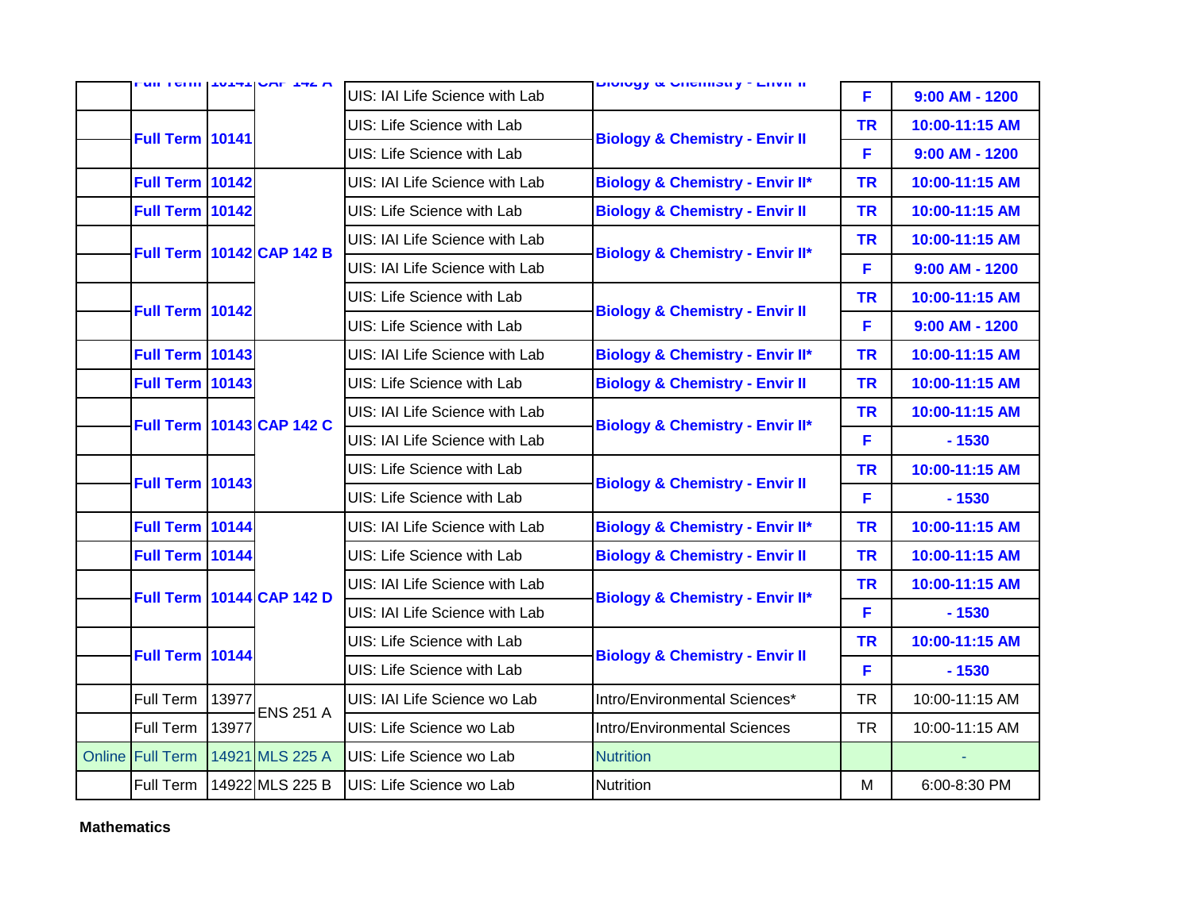| | | | | | | | |
|---|---|---|---|---|---|---|---|
| | Full Term | 10141 | CAP 142 A | UIS: IAI Life Science with Lab | Biology & Chemistry - Envir II | F | 9:00 AM - 1200 |
| | Full Term | 10141 | | UIS: Life Science with Lab | Biology & Chemistry - Envir II | TR | 10:00-11:15 AM |
| | | | | UIS: Life Science with Lab | | F | 9:00 AM - 1200 |
| | Full Term | 10142 | CAP 142 B | UIS: IAI Life Science with Lab | Biology & Chemistry - Envir II* | TR | 10:00-11:15 AM |
| | Full Term | 10142 | | UIS: Life Science with Lab | Biology & Chemistry - Envir II | TR | 10:00-11:15 AM |
| | Full Term | 10142 | | UIS: IAI Life Science with Lab | Biology & Chemistry - Envir II* | TR | 10:00-11:15 AM |
| | | | | UIS: IAI Life Science with Lab | | F | 9:00 AM - 1200 |
| | Full Term | 10142 | | UIS: Life Science with Lab | Biology & Chemistry - Envir II | TR | 10:00-11:15 AM |
| | | | | UIS: Life Science with Lab | | F | 9:00 AM - 1200 |
| | Full Term | 10143 | CAP 142 C | UIS: IAI Life Science with Lab | Biology & Chemistry - Envir II* | TR | 10:00-11:15 AM |
| | Full Term | 10143 | | UIS: Life Science with Lab | Biology & Chemistry - Envir II | TR | 10:00-11:15 AM |
| | Full Term | 10143 | | UIS: IAI Life Science with Lab | Biology & Chemistry - Envir II* | TR | 10:00-11:15 AM |
| | | | | UIS: IAI Life Science with Lab | | F | - 1530 |
| | Full Term | 10143 | | UIS: Life Science with Lab | Biology & Chemistry - Envir II | TR | 10:00-11:15 AM |
| | | | | UIS: Life Science with Lab | | F | - 1530 |
| | Full Term | 10144 | CAP 142 D | UIS: IAI Life Science with Lab | Biology & Chemistry - Envir II* | TR | 10:00-11:15 AM |
| | Full Term | 10144 | | UIS: Life Science with Lab | Biology & Chemistry - Envir II | TR | 10:00-11:15 AM |
| | Full Term | 10144 | | UIS: IAI Life Science with Lab | Biology & Chemistry - Envir II* | TR | 10:00-11:15 AM |
| | | | | UIS: IAI Life Science with Lab | | F | - 1530 |
| | Full Term | 10144 | | UIS: Life Science with Lab | Biology & Chemistry - Envir II | TR | 10:00-11:15 AM |
| | | | | UIS: Life Science with Lab | | F | - 1530 |
| | Full Term | 13977 | ENS 251 A | UIS: IAI Life Science wo Lab | Intro/Environmental Sciences* | TR | 10:00-11:15 AM |
| | Full Term | 13977 | | UIS: Life Science wo Lab | Intro/Environmental Sciences | TR | 10:00-11:15 AM |
| Online | Full Term | 14921 | MLS 225 A | UIS: Life Science wo Lab | Nutrition | | - |
| | Full Term | 14922 | MLS 225 B | UIS: Life Science wo Lab | Nutrition | M | 6:00-8:30 PM |

**Mathematics**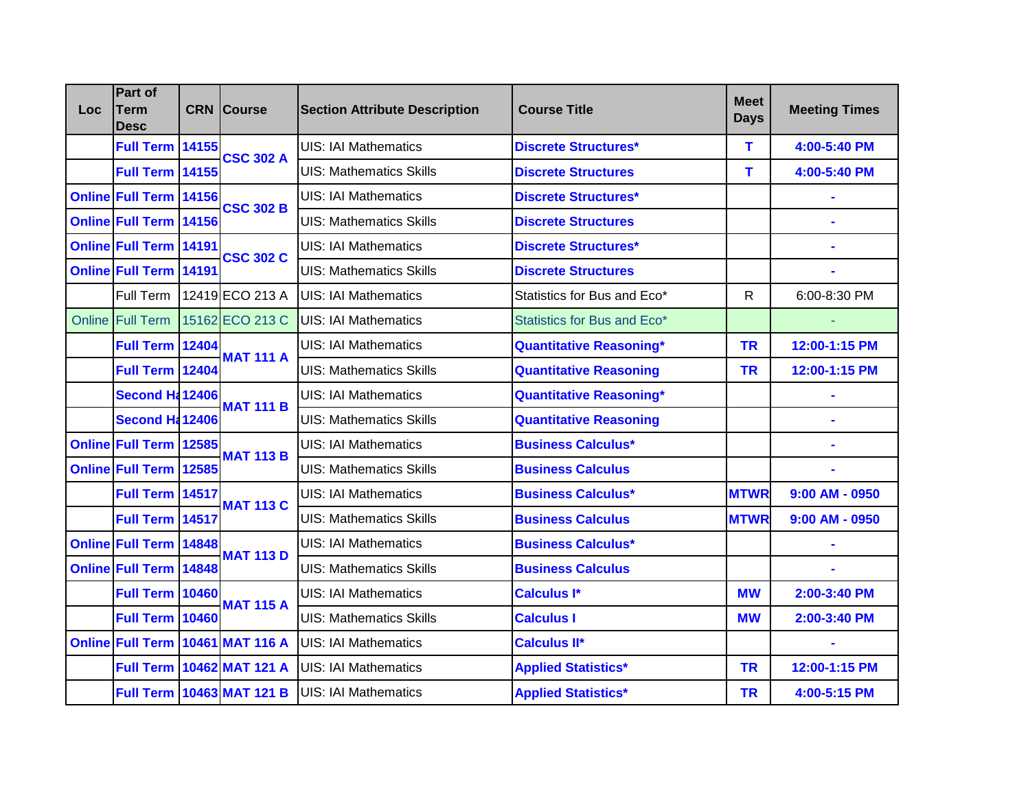| Loc | Part of Term Desc | CRN | Course | Section Attribute Description | Course Title | Meet Days | Meeting Times |
|---|---|---|---|---|---|---|---|
| | Full Term | 14155 | CSC 302 A | UIS: IAI Mathematics | Discrete Structures* | T | 4:00-5:40 PM |
| | Full Term | 14155 | | UIS: Mathematics Skills | Discrete Structures | T | 4:00-5:40 PM |
| Online | Full Term | 14156 | CSC 302 B | UIS: IAI Mathematics | Discrete Structures* | | - |
| Online | Full Term | 14156 | | UIS: Mathematics Skills | Discrete Structures | | - |
| Online | Full Term | 14191 | CSC 302 C | UIS: IAI Mathematics | Discrete Structures* | | - |
| Online | Full Term | 14191 | | UIS: Mathematics Skills | Discrete Structures | | - |
| | Full Term | 12419 | ECO 213 A | UIS: IAI Mathematics | Statistics for Bus and Eco* | R | 6:00-8:30 PM |
| Online | Full Term | 15162 | ECO 213 C | UIS: IAI Mathematics | Statistics for Bus and Eco* | | - |
| | Full Term | 12404 | MAT 111 A | UIS: IAI Mathematics | Quantitative Reasoning* | TR | 12:00-1:15 PM |
| | Full Term | 12404 | | UIS: Mathematics Skills | Quantitative Reasoning | TR | 12:00-1:15 PM |
| | Second Ha | 12406 | MAT 111 B | UIS: IAI Mathematics | Quantitative Reasoning* | | - |
| | Second Ha | 12406 | | UIS: Mathematics Skills | Quantitative Reasoning | | - |
| Online | Full Term | 12585 | MAT 113 B | UIS: IAI Mathematics | Business Calculus* | | - |
| Online | Full Term | 12585 | | UIS: Mathematics Skills | Business Calculus | | - |
| | Full Term | 14517 | MAT 113 C | UIS: IAI Mathematics | Business Calculus* | MTWR | 9:00 AM - 0950 |
| | Full Term | 14517 | | UIS: Mathematics Skills | Business Calculus | MTWR | 9:00 AM - 0950 |
| Online | Full Term | 14848 | MAT 113 D | UIS: IAI Mathematics | Business Calculus* | | - |
| Online | Full Term | 14848 | | UIS: Mathematics Skills | Business Calculus | | - |
| | Full Term | 10460 | MAT 115 A | UIS: IAI Mathematics | Calculus I* | MW | 2:00-3:40 PM |
| | Full Term | 10460 | | UIS: Mathematics Skills | Calculus I | MW | 2:00-3:40 PM |
| Online | Full Term | 10461 | MAT 116 A | UIS: IAI Mathematics | Calculus II* | | - |
| | Full Term | 10462 | MAT 121 A | UIS: IAI Mathematics | Applied Statistics* | TR | 12:00-1:15 PM |
| | Full Term | 10463 | MAT 121 B | UIS: IAI Mathematics | Applied Statistics* | TR | 4:00-5:15 PM |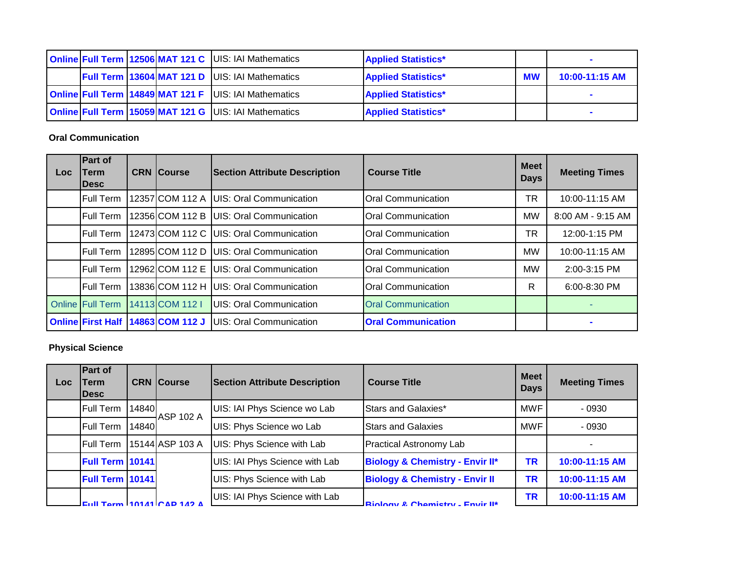| Online | Full Term | 12506 | MAT 121 C | UIS: IAI Mathematics | Applied Statistics* | | - |
|---|---|---|---|---|---|---|---|
| | Full Term | 13604 | MAT 121 D | UIS: IAI Mathematics | Applied Statistics* | MW | 10:00-11:15 AM |
| Online | Full Term | 14849 | MAT 121 F | UIS: IAI Mathematics | Applied Statistics* | | - |
| Online | Full Term | 15059 | MAT 121 G | UIS: IAI Mathematics | Applied Statistics* | | - |

**Oral Communication**

| Loc | Part of Term Desc | CRN | Course | Section Attribute Description | Course Title | Meet Days | Meeting Times |
|---|---|---|---|---|---|---|---|
| | Full Term | 12357 | COM 112 A | UIS: Oral Communication | Oral Communication | TR | 10:00-11:15 AM |
| | Full Term | 12356 | COM 112 B | UIS: Oral Communication | Oral Communication | MW | 8:00 AM - 9:15 AM |
| | Full Term | 12473 | COM 112 C | UIS: Oral Communication | Oral Communication | TR | 12:00-1:15 PM |
| | Full Term | 12895 | COM 112 D | UIS: Oral Communication | Oral Communication | MW | 10:00-11:15 AM |
| | Full Term | 12962 | COM 112 E | UIS: Oral Communication | Oral Communication | MW | 2:00-3:15 PM |
| | Full Term | 13836 | COM 112 H | UIS: Oral Communication | Oral Communication | R | 6:00-8:30 PM |
| Online | Full Term | 14113 | COM 112 I | UIS: Oral Communication | Oral Communication | | - |
| Online | First Half | 14863 | COM 112 J | UIS: Oral Communication | Oral Communication | | - |

**Physical Science**

| Loc | Part of Term Desc | CRN | Course | Section Attribute Description | Course Title | Meet Days | Meeting Times |
|---|---|---|---|---|---|---|---|
| | Full Term | 14840 | ASP 102 A | UIS: IAI Phys Science wo Lab | Stars and Galaxies* | MWF | - 0930 |
| | Full Term | 14840 | | UIS: Phys Science wo Lab | Stars and Galaxies | MWF | - 0930 |
| | Full Term | 15144 | ASP 103 A | UIS: Phys Science with Lab | Practical Astronomy Lab | | - |
| | Full Term | 10141 | | UIS: IAI Phys Science with Lab | Biology & Chemistry - Envir II* | TR | 10:00-11:15 AM |
| | Full Term | 10141 | | UIS: Phys Science with Lab | Biology & Chemistry - Envir II | TR | 10:00-11:15 AM |
| | Full Term | 10141 | CAP 142 A | UIS: IAI Phys Science with Lab | Biology & Chemistry - Envir II* | TR | 10:00-11:15 AM |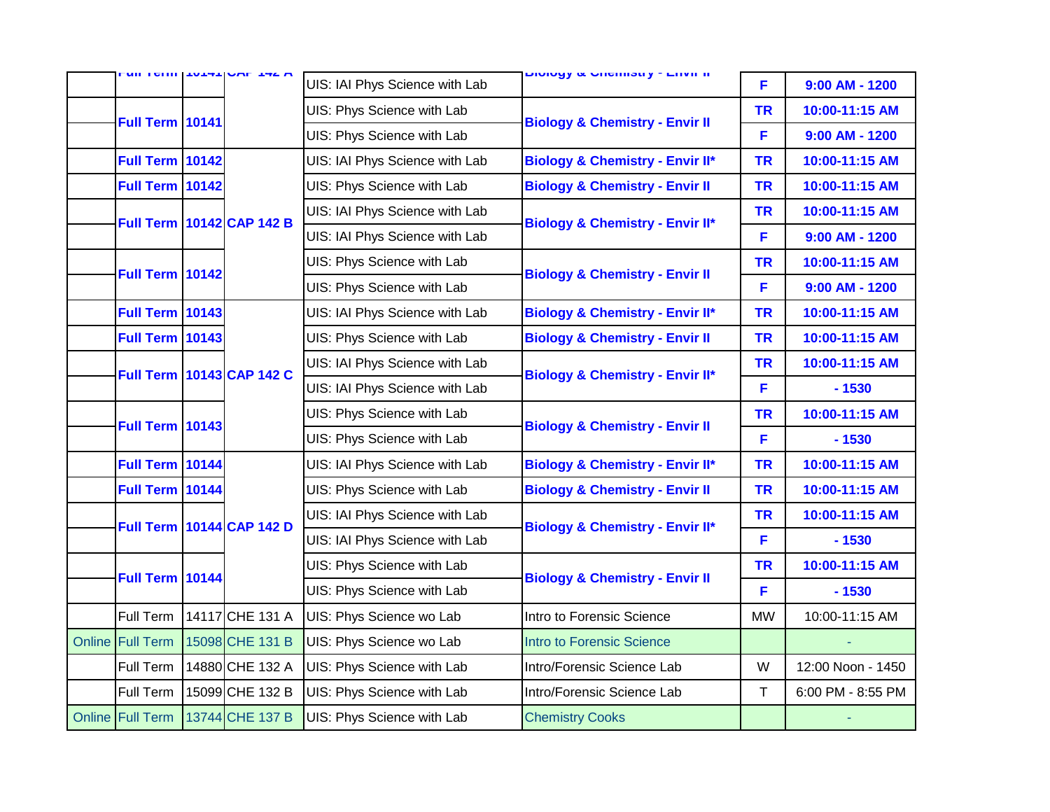| | | | | | | | |
|---|---|---|---|---|---|---|---|
| | Full Term | 10141 | CAP 142 A | UIS: IAI Phys Science with Lab | Biology & Chemistry - Envir II | F | 9:00 AM - 1200 |
| | Full Term | 10141 | | UIS: Phys Science with Lab | Biology & Chemistry - Envir II | TR | 10:00-11:15 AM |
| | | | | UIS: Phys Science with Lab | | F | 9:00 AM - 1200 |
| | Full Term | 10142 | | UIS: IAI Phys Science with Lab | Biology & Chemistry - Envir II* | TR | 10:00-11:15 AM |
| | Full Term | 10142 | | UIS: Phys Science with Lab | Biology & Chemistry - Envir II | TR | 10:00-11:15 AM |
| | Full Term | 10142 | CAP 142 B | UIS: IAI Phys Science with Lab | Biology & Chemistry - Envir II* | TR | 10:00-11:15 AM |
| | | | | UIS: IAI Phys Science with Lab | | F | 9:00 AM - 1200 |
| | Full Term | 10142 | | UIS: Phys Science with Lab | Biology & Chemistry - Envir II | TR | 10:00-11:15 AM |
| | | | | UIS: Phys Science with Lab | | F | 9:00 AM - 1200 |
| | Full Term | 10143 | | UIS: IAI Phys Science with Lab | Biology & Chemistry - Envir II* | TR | 10:00-11:15 AM |
| | Full Term | 10143 | | UIS: Phys Science with Lab | Biology & Chemistry - Envir II | TR | 10:00-11:15 AM |
| | Full Term | 10143 | CAP 142 C | UIS: IAI Phys Science with Lab | Biology & Chemistry - Envir II* | TR | 10:00-11:15 AM |
| | | | | UIS: IAI Phys Science with Lab | | F | - 1530 |
| | Full Term | 10143 | | UIS: Phys Science with Lab | Biology & Chemistry - Envir II | TR | 10:00-11:15 AM |
| | | | | UIS: Phys Science with Lab | | F | - 1530 |
| | Full Term | 10144 | | UIS: IAI Phys Science with Lab | Biology & Chemistry - Envir II* | TR | 10:00-11:15 AM |
| | Full Term | 10144 | | UIS: Phys Science with Lab | Biology & Chemistry - Envir II | TR | 10:00-11:15 AM |
| | Full Term | 10144 | CAP 142 D | UIS: IAI Phys Science with Lab | Biology & Chemistry - Envir II* | TR | 10:00-11:15 AM |
| | | | | UIS: IAI Phys Science with Lab | | F | - 1530 |
| | Full Term | 10144 | | UIS: Phys Science with Lab | Biology & Chemistry - Envir II | TR | 10:00-11:15 AM |
| | | | | UIS: Phys Science with Lab | | F | - 1530 |
| | Full Term | 14117 | CHE 131 A | UIS: Phys Science wo Lab | Intro to Forensic Science | MW | 10:00-11:15 AM |
| Online | Full Term | 15098 | CHE 131 B | UIS: Phys Science wo Lab | Intro to Forensic Science | | - |
| | Full Term | 14880 | CHE 132 A | UIS: Phys Science with Lab | Intro/Forensic Science Lab | W | 12:00 Noon - 1450 |
| | Full Term | 15099 | CHE 132 B | UIS: Phys Science with Lab | Intro/Forensic Science Lab | T | 6:00 PM - 8:55 PM |
| Online | Full Term | 13744 | CHE 137 B | UIS: Phys Science with Lab | Chemistry Cooks | | - |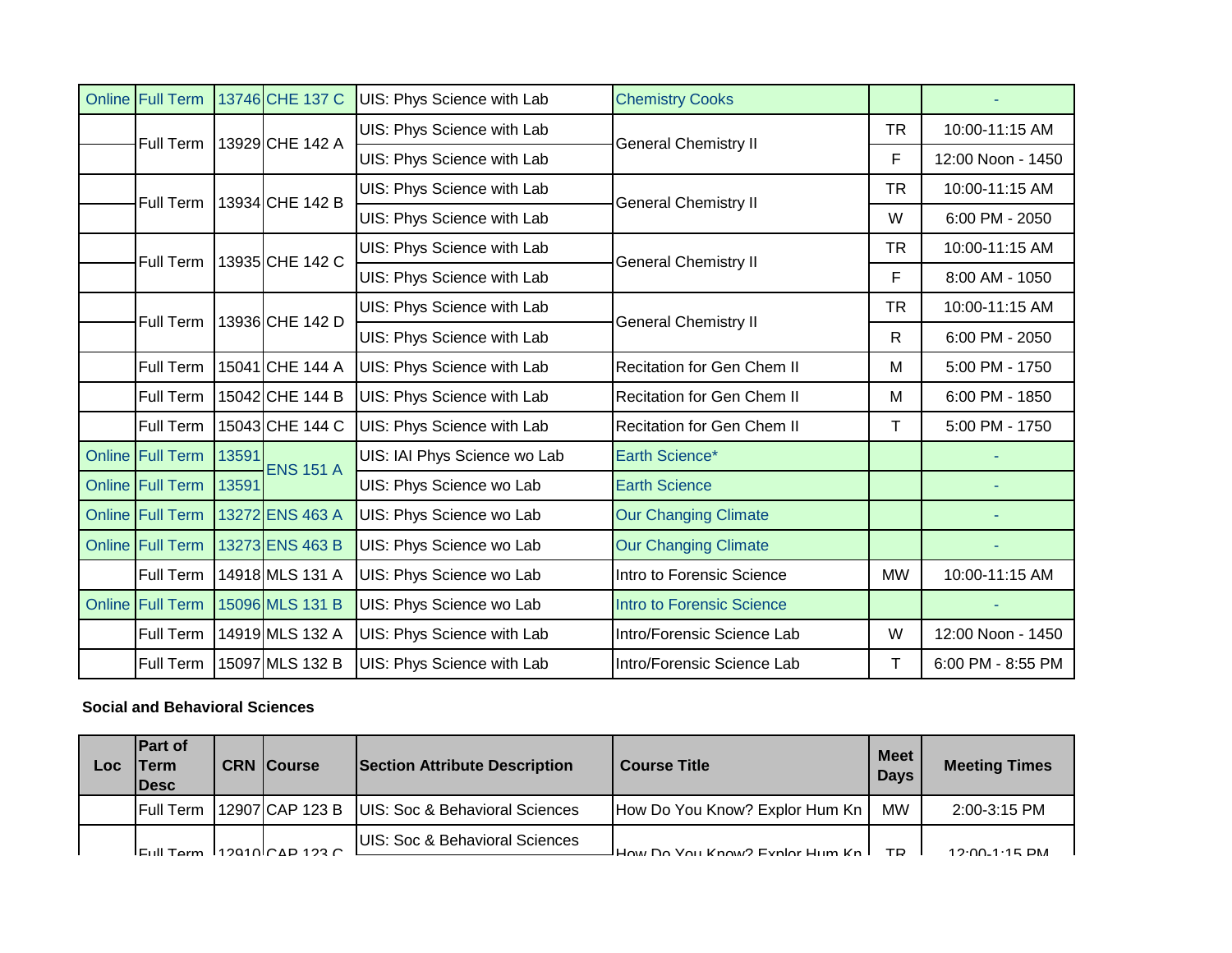| Online | Full Term | 13746 | CHE 137 C | UIS: Phys Science with Lab | Chemistry Cooks | | - |
|---|---|---|---|---|---|---|---|
| | Full Term | 13929 | CHE 142 A | UIS: Phys Science with Lab | General Chemistry II | TR | 10:00-11:15 AM |
| | | | | UIS: Phys Science with Lab | | F | 12:00 Noon - 1450 |
| | Full Term | 13934 | CHE 142 B | UIS: Phys Science with Lab | General Chemistry II | TR | 10:00-11:15 AM |
| | | | | UIS: Phys Science with Lab | | W | 6:00 PM - 2050 |
| | Full Term | 13935 | CHE 142 C | UIS: Phys Science with Lab | General Chemistry II | TR | 10:00-11:15 AM |
| | | | | UIS: Phys Science with Lab | | F | 8:00 AM - 1050 |
| | Full Term | 13936 | CHE 142 D | UIS: Phys Science with Lab | General Chemistry II | TR | 10:00-11:15 AM |
| | | | | UIS: Phys Science with Lab | | R | 6:00 PM - 2050 |
| | Full Term | 15041 | CHE 144 A | UIS: Phys Science with Lab | Recitation for Gen Chem II | M | 5:00 PM - 1750 |
| | Full Term | 15042 | CHE 144 B | UIS: Phys Science with Lab | Recitation for Gen Chem II | M | 6:00 PM - 1850 |
| | Full Term | 15043 | CHE 144 C | UIS: Phys Science with Lab | Recitation for Gen Chem II | T | 5:00 PM - 1750 |
| Online | Full Term | 13591 | ENS 151 A | UIS: IAI Phys Science wo Lab | Earth Science* | | - |
| Online | Full Term | 13591 | | UIS: Phys Science wo Lab | Earth Science | | - |
| Online | Full Term | 13272 | ENS 463 A | UIS: Phys Science wo Lab | Our Changing Climate | | - |
| Online | Full Term | 13273 | ENS 463 B | UIS: Phys Science wo Lab | Our Changing Climate | | - |
| | Full Term | 14918 | MLS 131 A | UIS: Phys Science wo Lab | Intro to Forensic Science | MW | 10:00-11:15 AM |
| Online | Full Term | 15096 | MLS 131 B | UIS: Phys Science wo Lab | Intro to Forensic Science | | - |
| | Full Term | 14919 | MLS 132 A | UIS: Phys Science with Lab | Intro/Forensic Science Lab | W | 12:00 Noon - 1450 |
| | Full Term | 15097 | MLS 132 B | UIS: Phys Science with Lab | Intro/Forensic Science Lab | T | 6:00 PM - 8:55 PM |

**Social and Behavioral Sciences**

| Loc | Part of Term Desc | CRN | Course | Section Attribute Description | Course Title | Meet Days | Meeting Times |
|---|---|---|---|---|---|---|---|
| | Full Term | 12907 | CAP 123 B | UIS: Soc & Behavioral Sciences | How Do You Know? Explor Hum Kn | MW | 2:00-3:15 PM |
| | Full Term | 12910 | CAP 123 C | UIS: Soc & Behavioral Sciences | How Do You Know? Explor Hum Kn | TR | 12:00-1:15 PM |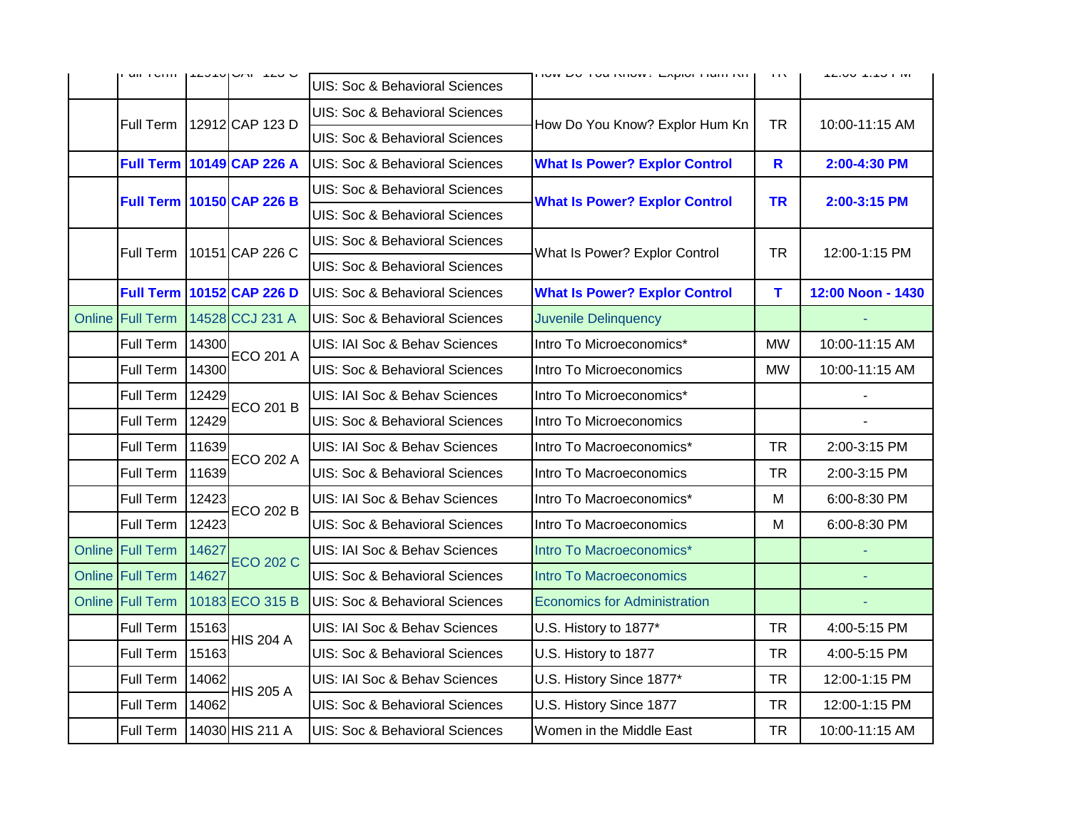| | | | | | | | |
|---|---|---|---|---|---|---|---|
| | Full Term | 12910 | CAP 123 C | UIS: Soc & Behavioral Sciences | How Do You Know? Explor Hum Kn | TR | 12:00-1:15 PM |
| | Full Term | 12912 | CAP 123 D | UIS: Soc & Behavioral Sciences | How Do You Know? Explor Hum Kn | TR | 10:00-11:15 AM |
| | | | | UIS: Soc & Behavioral Sciences | | | |
| | **Full Term** | **10149** | **CAP 226 A** | UIS: Soc & Behavioral Sciences | **What Is Power? Explor Control** | **R** | **2:00-4:30 PM** |
| | **Full Term** | **10150** | **CAP 226 B** | UIS: Soc & Behavioral Sciences | **What Is Power? Explor Control** | **TR** | **2:00-3:15 PM** |
| | | | | UIS: Soc & Behavioral Sciences | | | |
| | Full Term | 10151 | CAP 226 C | UIS: Soc & Behavioral Sciences | What Is Power? Explor Control | TR | 12:00-1:15 PM |
| | | | | UIS: Soc & Behavioral Sciences | | | |
| | **Full Term** | **10152** | **CAP 226 D** | UIS: Soc & Behavioral Sciences | **What Is Power? Explor Control** | **T** | **12:00 Noon - 1430** |
| Online | Full Term | 14528 | CCJ 231 A | UIS: Soc & Behavioral Sciences | Juvenile Delinquency | | - |
| | Full Term | 14300 | ECO 201 A | UIS: IAI Soc & Behav Sciences | Intro To Microeconomics* | MW | 10:00-11:15 AM |
| | Full Term | 14300 | | UIS: Soc & Behavioral Sciences | Intro To Microeconomics | MW | 10:00-11:15 AM |
| | Full Term | 12429 | ECO 201 B | UIS: IAI Soc & Behav Sciences | Intro To Microeconomics* | | - |
| | Full Term | 12429 | | UIS: Soc & Behavioral Sciences | Intro To Microeconomics | | - |
| | Full Term | 11639 | ECO 202 A | UIS: IAI Soc & Behav Sciences | Intro To Macroeconomics* | TR | 2:00-3:15 PM |
| | Full Term | 11639 | | UIS: Soc & Behavioral Sciences | Intro To Macroeconomics | TR | 2:00-3:15 PM |
| | Full Term | 12423 | ECO 202 B | UIS: IAI Soc & Behav Sciences | Intro To Macroeconomics* | M | 6:00-8:30 PM |
| | Full Term | 12423 | | UIS: Soc & Behavioral Sciences | Intro To Macroeconomics | M | 6:00-8:30 PM |
| Online | Full Term | 14627 | ECO 202 C | UIS: IAI Soc & Behav Sciences | Intro To Macroeconomics* | | - |
| Online | Full Term | 14627 | | UIS: Soc & Behavioral Sciences | Intro To Macroeconomics | | - |
| Online | Full Term | 10183 | ECO 315 B | UIS: Soc & Behavioral Sciences | Economics for Administration | | - |
| | Full Term | 15163 | HIS 204 A | UIS: IAI Soc & Behav Sciences | U.S. History to 1877* | TR | 4:00-5:15 PM |
| | Full Term | 15163 | | UIS: Soc & Behavioral Sciences | U.S. History to 1877 | TR | 4:00-5:15 PM |
| | Full Term | 14062 | HIS 205 A | UIS: IAI Soc & Behav Sciences | U.S. History Since 1877* | TR | 12:00-1:15 PM |
| | Full Term | 14062 | | UIS: Soc & Behavioral Sciences | U.S. History Since 1877 | TR | 12:00-1:15 PM |
| | Full Term | 14030 | HIS 211 A | UIS: Soc & Behavioral Sciences | Women in the Middle East | TR | 10:00-11:15 AM |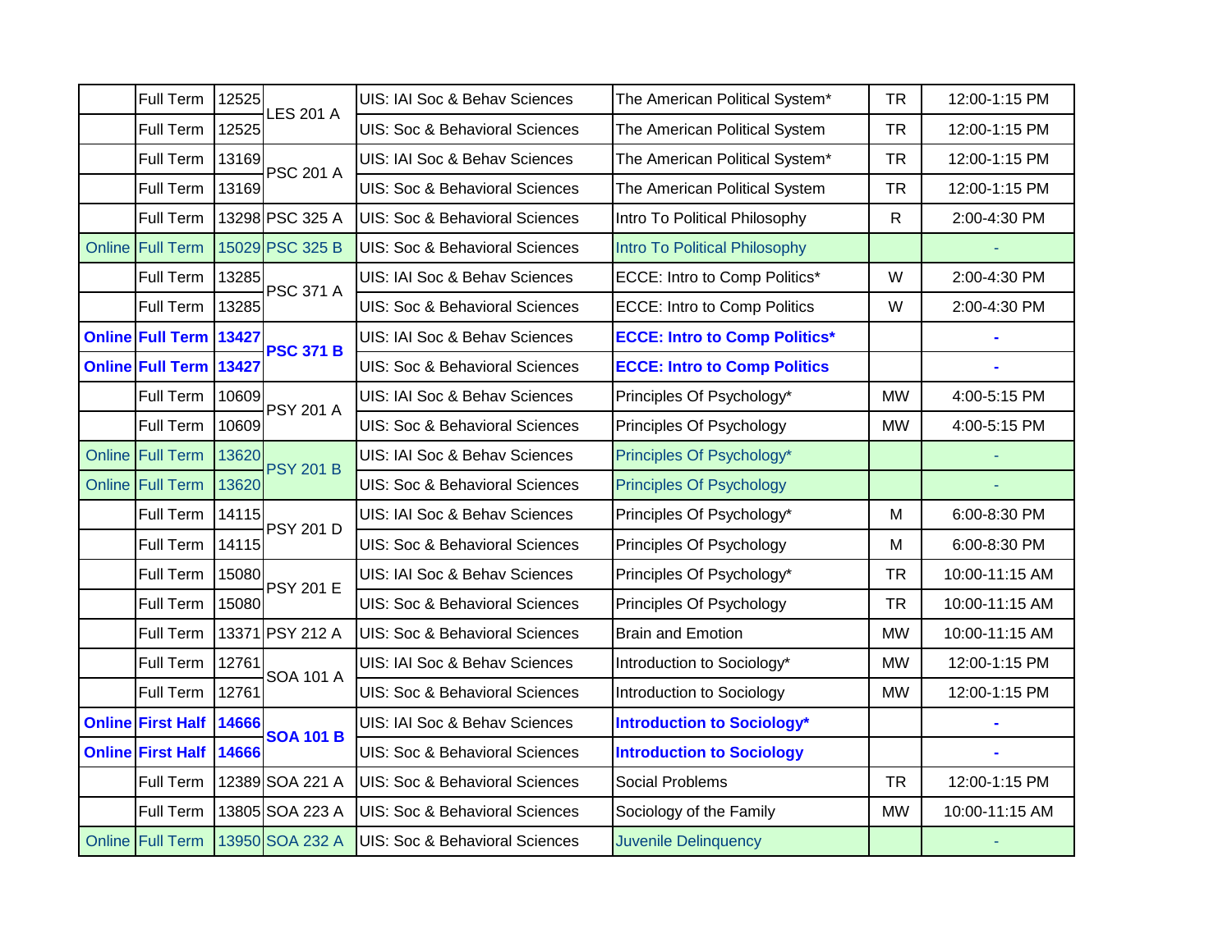| | | | | | | | |
|---|---|---|---|---|---|---|---|
| | Full Term | 12525 | LES 201 A | UIS: IAI Soc & Behav Sciences | The American Political System* | TR | 12:00-1:15 PM |
| | Full Term | 12525 | | UIS: Soc & Behavioral Sciences | The American Political System | TR | 12:00-1:15 PM |
| | Full Term | 13169 | PSC 201 A | UIS: IAI Soc & Behav Sciences | The American Political System* | TR | 12:00-1:15 PM |
| | Full Term | 13169 | | UIS: Soc & Behavioral Sciences | The American Political System | TR | 12:00-1:15 PM |
| | Full Term | 13298 | PSC 325 A | UIS: Soc & Behavioral Sciences | Intro To Political Philosophy | R | 2:00-4:30 PM |
| Online | Full Term | 15029 | PSC 325 B | UIS: Soc & Behavioral Sciences | Intro To Political Philosophy | | - |
| | Full Term | 13285 | PSC 371 A | UIS: IAI Soc & Behav Sciences | ECCE: Intro to Comp Politics* | W | 2:00-4:30 PM |
| | Full Term | 13285 | | UIS: Soc & Behavioral Sciences | ECCE: Intro to Comp Politics | W | 2:00-4:30 PM |
| **Online** | **Full Term** | **13427** | **PSC 371 B** | UIS: IAI Soc & Behav Sciences | **ECCE: Intro to Comp Politics*** | | - |
| **Online** | **Full Term** | **13427** | | UIS: Soc & Behavioral Sciences | **ECCE: Intro to Comp Politics** | | - |
| | Full Term | 10609 | PSY 201 A | UIS: IAI Soc & Behav Sciences | Principles Of Psychology* | MW | 4:00-5:15 PM |
| | Full Term | 10609 | | UIS: Soc & Behavioral Sciences | Principles Of Psychology | MW | 4:00-5:15 PM |
| Online | Full Term | 13620 | PSY 201 B | UIS: IAI Soc & Behav Sciences | Principles Of Psychology* | | - |
| Online | Full Term | 13620 | | UIS: Soc & Behavioral Sciences | Principles Of Psychology | | - |
| | Full Term | 14115 | PSY 201 D | UIS: IAI Soc & Behav Sciences | Principles Of Psychology* | M | 6:00-8:30 PM |
| | Full Term | 14115 | | UIS: Soc & Behavioral Sciences | Principles Of Psychology | M | 6:00-8:30 PM |
| | Full Term | 15080 | PSY 201 E | UIS: IAI Soc & Behav Sciences | Principles Of Psychology* | TR | 10:00-11:15 AM |
| | Full Term | 15080 | | UIS: Soc & Behavioral Sciences | Principles Of Psychology | TR | 10:00-11:15 AM |
| | Full Term | 13371 | PSY 212 A | UIS: Soc & Behavioral Sciences | Brain and Emotion | MW | 10:00-11:15 AM |
| | Full Term | 12761 | SOA 101 A | UIS: IAI Soc & Behav Sciences | Introduction to Sociology* | MW | 12:00-1:15 PM |
| | Full Term | 12761 | | UIS: Soc & Behavioral Sciences | Introduction to Sociology | MW | 12:00-1:15 PM |
| **Online** | **First Half** | **14666** | **SOA 101 B** | UIS: IAI Soc & Behav Sciences | **Introduction to Sociology*** | | - |
| **Online** | **First Half** | **14666** | | UIS: Soc & Behavioral Sciences | **Introduction to Sociology** | | - |
| | Full Term | 12389 | SOA 221 A | UIS: Soc & Behavioral Sciences | Social Problems | TR | 12:00-1:15 PM |
| | Full Term | 13805 | SOA 223 A | UIS: Soc & Behavioral Sciences | Sociology of the Family | MW | 10:00-11:15 AM |
| Online | Full Term | 13950 | SOA 232 A | UIS: Soc & Behavioral Sciences | Juvenile Delinquency | | - |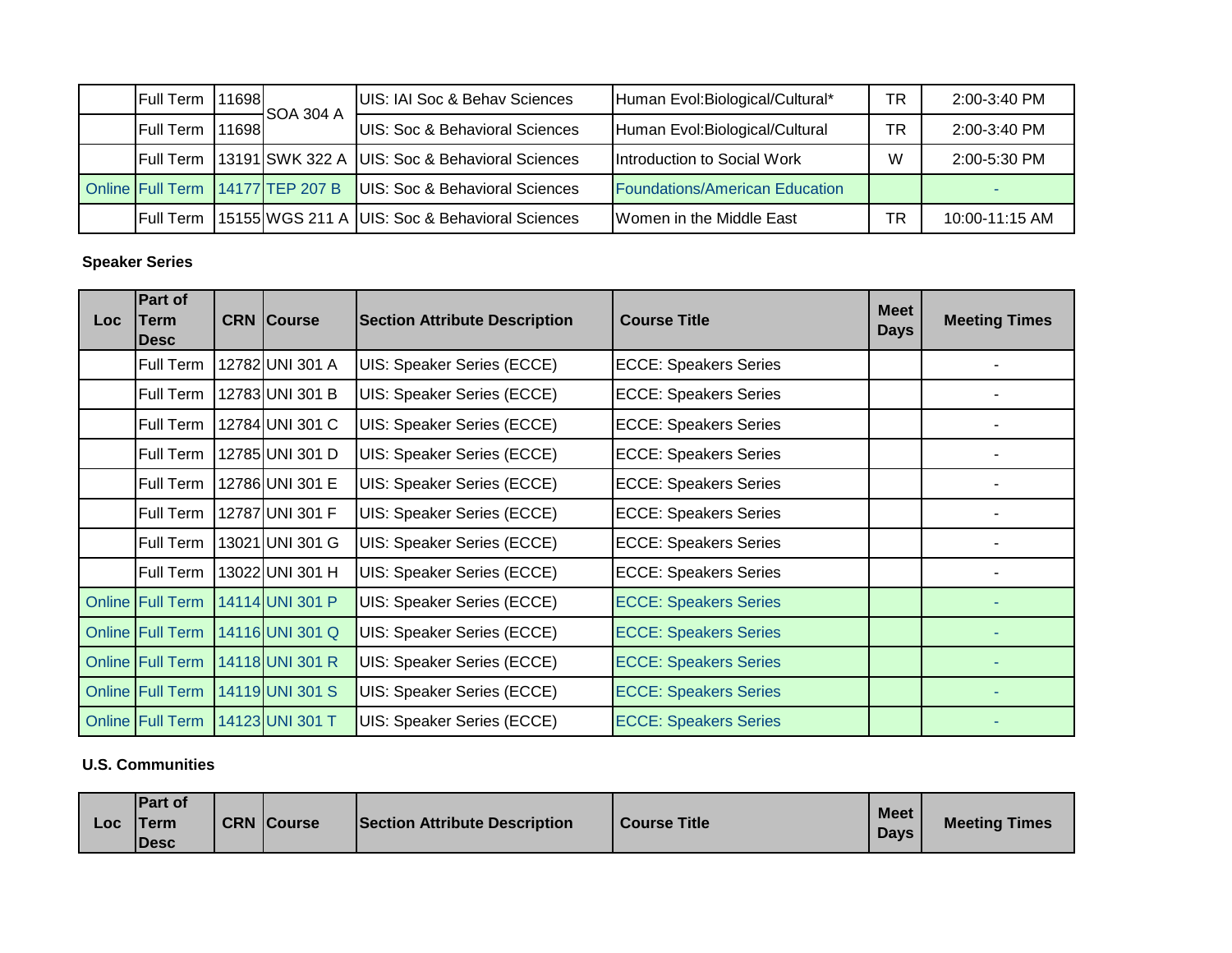| Loc | Part of Term Desc | CRN | Course | Section Attribute Description | Course Title | Meet Days | Meeting Times |
|---|---|---|---|---|---|---|---|
| | Full Term | 11698 | SOA 304 A | UIS: IAI Soc & Behav Sciences | Human Evol:Biological/Cultural* | TR | 2:00-3:40 PM |
| | Full Term | 11698 | | UIS: Soc & Behavioral Sciences | Human Evol:Biological/Cultural | TR | 2:00-3:40 PM |
| | Full Term | 13191 | SWK 322 A | UIS: Soc & Behavioral Sciences | Introduction to Social Work | W | 2:00-5:30 PM |
| Online | Full Term | 14177 | TEP 207 B | UIS: Soc & Behavioral Sciences | Foundations/American Education | | - |
| | Full Term | 15155 | WGS 211 A | UIS: Soc & Behavioral Sciences | Women in the Middle East | TR | 10:00-11:15 AM |

**Speaker Series**

| Loc | Part of Term Desc | CRN | Course | Section Attribute Description | Course Title | Meet Days | Meeting Times |
|---|---|---|---|---|---|---|---|
| | Full Term | 12782 | UNI 301 A | UIS: Speaker Series (ECCE) | ECCE: Speakers Series | | - |
| | Full Term | 12783 | UNI 301 B | UIS: Speaker Series (ECCE) | ECCE: Speakers Series | | - |
| | Full Term | 12784 | UNI 301 C | UIS: Speaker Series (ECCE) | ECCE: Speakers Series | | - |
| | Full Term | 12785 | UNI 301 D | UIS: Speaker Series (ECCE) | ECCE: Speakers Series | | - |
| | Full Term | 12786 | UNI 301 E | UIS: Speaker Series (ECCE) | ECCE: Speakers Series | | - |
| | Full Term | 12787 | UNI 301 F | UIS: Speaker Series (ECCE) | ECCE: Speakers Series | | - |
| | Full Term | 13021 | UNI 301 G | UIS: Speaker Series (ECCE) | ECCE: Speakers Series | | - |
| | Full Term | 13022 | UNI 301 H | UIS: Speaker Series (ECCE) | ECCE: Speakers Series | | - |
| Online | Full Term | 14114 | UNI 301 P | UIS: Speaker Series (ECCE) | ECCE: Speakers Series | | - |
| Online | Full Term | 14116 | UNI 301 Q | UIS: Speaker Series (ECCE) | ECCE: Speakers Series | | - |
| Online | Full Term | 14118 | UNI 301 R | UIS: Speaker Series (ECCE) | ECCE: Speakers Series | | - |
| Online | Full Term | 14119 | UNI 301 S | UIS: Speaker Series (ECCE) | ECCE: Speakers Series | | - |
| Online | Full Term | 14123 | UNI 301 T | UIS: Speaker Series (ECCE) | ECCE: Speakers Series | | - |

**U.S. Communities**

| Loc | Part of Term Desc | CRN | Course | Section Attribute Description | Course Title | Meet Days | Meeting Times |
|---|---|---|---|---|---|---|---|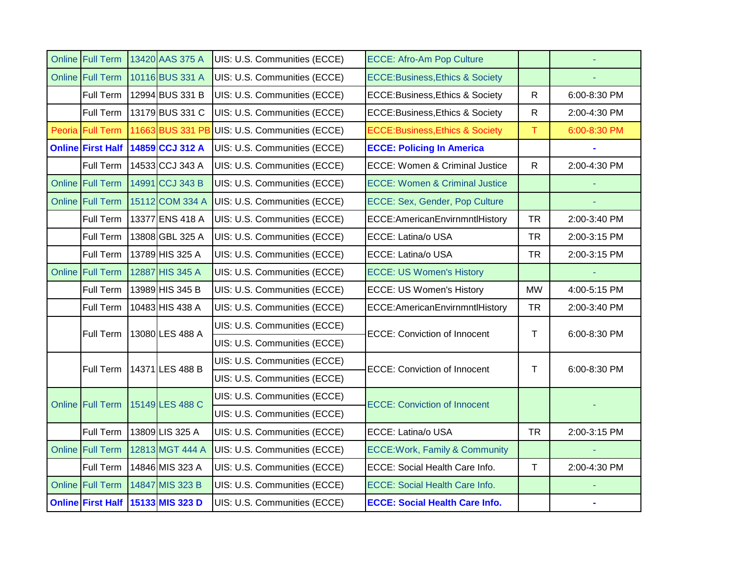| | | | | | | | |
|---|---|---|---|---|---|---|---|
| Online | Full Term | 13420 | AAS 375 A | UIS: U.S. Communities (ECCE) | ECCE: Afro-Am Pop Culture | | - |
| Online | Full Term | 10116 | BUS 331 A | UIS: U.S. Communities (ECCE) | ECCE:Business,Ethics & Society | | - |
| | Full Term | 12994 | BUS 331 B | UIS: U.S. Communities (ECCE) | ECCE:Business,Ethics & Society | R | 6:00-8:30 PM |
| | Full Term | 13179 | BUS 331 C | UIS: U.S. Communities (ECCE) | ECCE:Business,Ethics & Society | R | 2:00-4:30 PM |
| Peoria | Full Term | 11663 | BUS 331 PB | UIS: U.S. Communities (ECCE) | ECCE:Business,Ethics & Society | T | 6:00-8:30 PM |
| **Online** | **First Half** | **14859** | **CCJ 312 A** | UIS: U.S. Communities (ECCE) | **ECCE: Policing In America** | | **-** |
| | Full Term | 14533 | CCJ 343 A | UIS: U.S. Communities (ECCE) | ECCE: Women & Criminal Justice | R | 2:00-4:30 PM |
| Online | Full Term | 14991 | CCJ 343 B | UIS: U.S. Communities (ECCE) | ECCE: Women & Criminal Justice | | - |
| Online | Full Term | 15112 | COM 334 A | UIS: U.S. Communities (ECCE) | ECCE: Sex, Gender, Pop Culture | | - |
| | Full Term | 13377 | ENS 418 A | UIS: U.S. Communities (ECCE) | ECCE:AmericanEnvirnmntlHistory | TR | 2:00-3:40 PM |
| | Full Term | 13808 | GBL 325 A | UIS: U.S. Communities (ECCE) | ECCE: Latina/o USA | TR | 2:00-3:15 PM |
| | Full Term | 13789 | HIS 325 A | UIS: U.S. Communities (ECCE) | ECCE: Latina/o USA | TR | 2:00-3:15 PM |
| Online | Full Term | 12887 | HIS 345 A | UIS: U.S. Communities (ECCE) | ECCE: US Women's History | | - |
| | Full Term | 13989 | HIS 345 B | UIS: U.S. Communities (ECCE) | ECCE: US Women's History | MW | 4:00-5:15 PM |
| | Full Term | 10483 | HIS 438 A | UIS: U.S. Communities (ECCE) | ECCE:AmericanEnvirnmntlHistory | TR | 2:00-3:40 PM |
| | Full Term | 13080 | LES 488 A | UIS: U.S. Communities (ECCE)<br>UIS: U.S. Communities (ECCE) | ECCE: Conviction of Innocent | T | 6:00-8:30 PM |
| | Full Term | 14371 | LES 488 B | UIS: U.S. Communities (ECCE)<br>UIS: U.S. Communities (ECCE) | ECCE: Conviction of Innocent | T | 6:00-8:30 PM |
| Online | Full Term | 15149 | LES 488 C | UIS: U.S. Communities (ECCE)<br>UIS: U.S. Communities (ECCE) | ECCE: Conviction of Innocent | | - |
| | Full Term | 13809 | LIS 325 A | UIS: U.S. Communities (ECCE) | ECCE: Latina/o USA | TR | 2:00-3:15 PM |
| Online | Full Term | 12813 | MGT 444 A | UIS: U.S. Communities (ECCE) | ECCE:Work, Family & Community | | - |
| | Full Term | 14846 | MIS 323 A | UIS: U.S. Communities (ECCE) | ECCE: Social Health Care Info. | T | 2:00-4:30 PM |
| Online | Full Term | 14847 | MIS 323 B | UIS: U.S. Communities (ECCE) | ECCE: Social Health Care Info. | | - |
| **Online** | **First Half** | **15133** | **MIS 323 D** | UIS: U.S. Communities (ECCE) | **ECCE: Social Health Care Info.** | | **-** |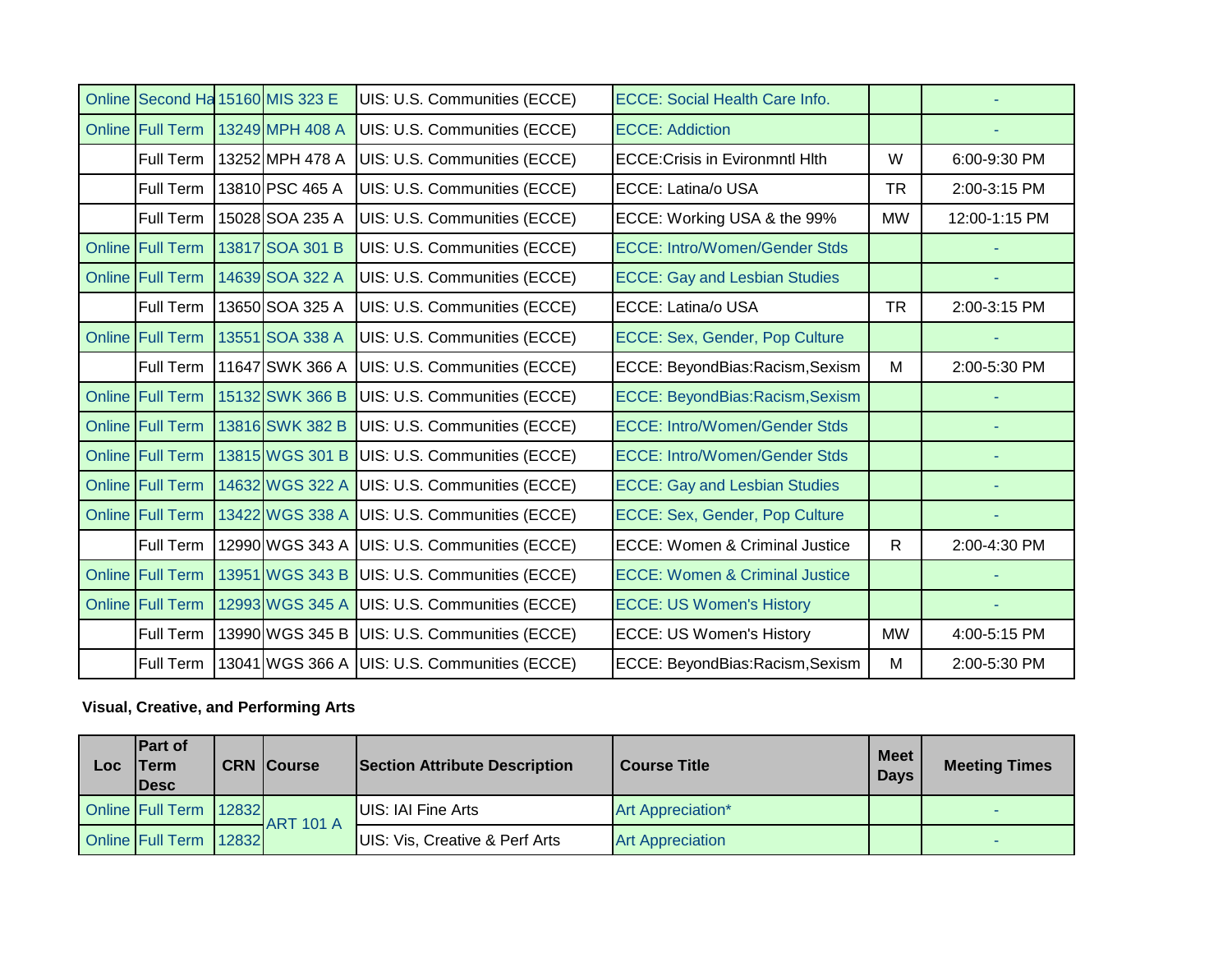| Online | Second Ha | 15160 | MIS 323 E | UIS: U.S. Communities (ECCE) | ECCE: Social Health Care Info. | | - |
|---|---|---|---|---|---|---|---|
| Online | Full Term | 13249 | MPH 408 A | UIS: U.S. Communities (ECCE) | ECCE: Addiction | | - |
| | Full Term | 13252 | MPH 478 A | UIS: U.S. Communities (ECCE) | ECCE:Crisis in Evironmntl Hlth | W | 6:00-9:30 PM |
| | Full Term | 13810 | PSC 465 A | UIS: U.S. Communities (ECCE) | ECCE: Latina/o USA | TR | 2:00-3:15 PM |
| | Full Term | 15028 | SOA 235 A | UIS: U.S. Communities (ECCE) | ECCE: Working USA & the 99% | MW | 12:00-1:15 PM |
| Online | Full Term | 13817 | SOA 301 B | UIS: U.S. Communities (ECCE) | ECCE: Intro/Women/Gender Stds | | - |
| Online | Full Term | 14639 | SOA 322 A | UIS: U.S. Communities (ECCE) | ECCE: Gay and Lesbian Studies | | - |
| | Full Term | 13650 | SOA 325 A | UIS: U.S. Communities (ECCE) | ECCE: Latina/o USA | TR | 2:00-3:15 PM |
| Online | Full Term | 13551 | SOA 338 A | UIS: U.S. Communities (ECCE) | ECCE: Sex, Gender, Pop Culture | | - |
| | Full Term | 11647 | SWK 366 A | UIS: U.S. Communities (ECCE) | ECCE: BeyondBias:Racism,Sexism | M | 2:00-5:30 PM |
| Online | Full Term | 15132 | SWK 366 B | UIS: U.S. Communities (ECCE) | ECCE: BeyondBias:Racism,Sexism | | - |
| Online | Full Term | 13816 | SWK 382 B | UIS: U.S. Communities (ECCE) | ECCE: Intro/Women/Gender Stds | | - |
| Online | Full Term | 13815 | WGS 301 B | UIS: U.S. Communities (ECCE) | ECCE: Intro/Women/Gender Stds | | - |
| Online | Full Term | 14632 | WGS 322 A | UIS: U.S. Communities (ECCE) | ECCE: Gay and Lesbian Studies | | - |
| Online | Full Term | 13422 | WGS 338 A | UIS: U.S. Communities (ECCE) | ECCE: Sex, Gender, Pop Culture | | - |
| | Full Term | 12990 | WGS 343 A | UIS: U.S. Communities (ECCE) | ECCE: Women & Criminal Justice | R | 2:00-4:30 PM |
| Online | Full Term | 13951 | WGS 343 B | UIS: U.S. Communities (ECCE) | ECCE: Women & Criminal Justice | | - |
| Online | Full Term | 12993 | WGS 345 A | UIS: U.S. Communities (ECCE) | ECCE: US Women's History | | - |
| | Full Term | 13990 | WGS 345 B | UIS: U.S. Communities (ECCE) | ECCE: US Women's History | MW | 4:00-5:15 PM |
| | Full Term | 13041 | WGS 366 A | UIS: U.S. Communities (ECCE) | ECCE: BeyondBias:Racism,Sexism | M | 2:00-5:30 PM |

**Visual, Creative, and Performing Arts**

| Loc | Part of Term Desc | CRN | Course | Section Attribute Description | Course Title | Meet Days | Meeting Times |
|---|---|---|---|---|---|---|---|
| Online | Full Term | 12832 | ART 101 A | UIS: IAI Fine Arts | Art Appreciation* | | - |
| Online | Full Term | 12832 | | UIS: Vis, Creative & Perf Arts | Art Appreciation | | - |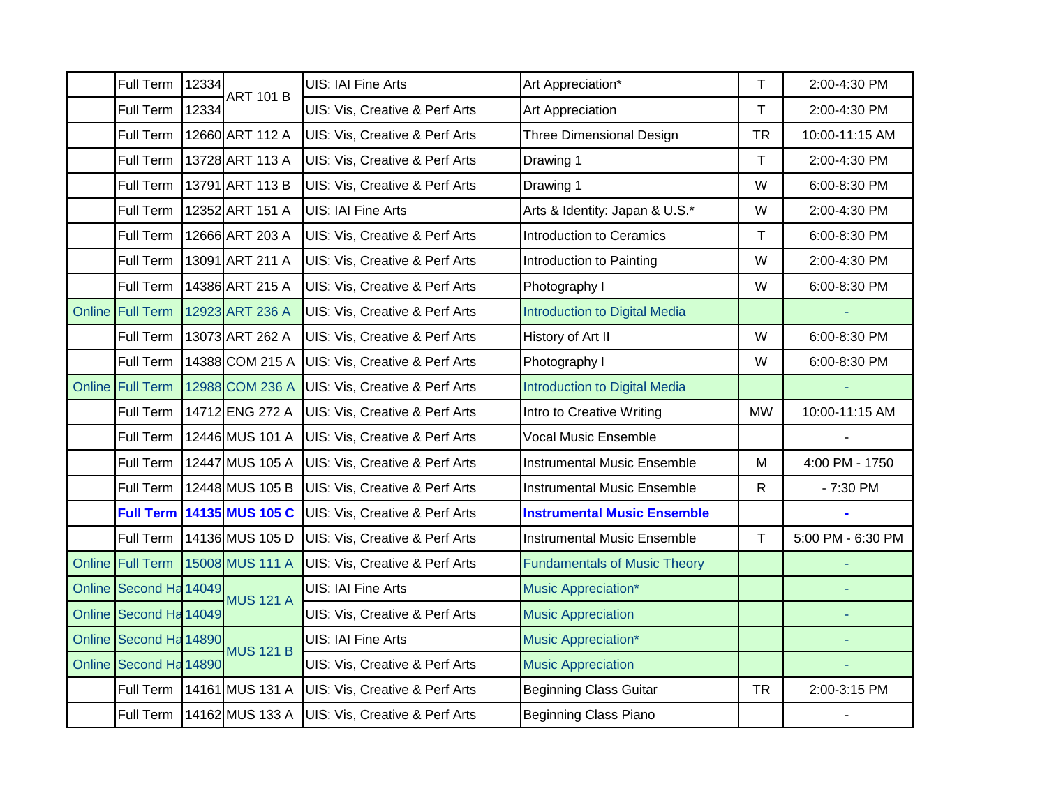| | | | | | | | |
|---|---|---|---|---|---|---|---|
| | Full Term | 12334 | ART 101 B | UIS: IAI Fine Arts | Art Appreciation* | T | 2:00-4:30 PM |
| | Full Term | 12334 | | UIS: Vis, Creative & Perf Arts | Art Appreciation | T | 2:00-4:30 PM |
| | Full Term | 12660 | ART 112 A | UIS: Vis, Creative & Perf Arts | Three Dimensional Design | TR | 10:00-11:15 AM |
| | Full Term | 13728 | ART 113 A | UIS: Vis, Creative & Perf Arts | Drawing 1 | T | 2:00-4:30 PM |
| | Full Term | 13791 | ART 113 B | UIS: Vis, Creative & Perf Arts | Drawing 1 | W | 6:00-8:30 PM |
| | Full Term | 12352 | ART 151 A | UIS: IAI Fine Arts | Arts & Identity: Japan & U.S.* | W | 2:00-4:30 PM |
| | Full Term | 12666 | ART 203 A | UIS: Vis, Creative & Perf Arts | Introduction to Ceramics | T | 6:00-8:30 PM |
| | Full Term | 13091 | ART 211 A | UIS: Vis, Creative & Perf Arts | Introduction to Painting | W | 2:00-4:30 PM |
| | Full Term | 14386 | ART 215 A | UIS: Vis, Creative & Perf Arts | Photography I | W | 6:00-8:30 PM |
| Online | Full Term | 12923 | ART 236 A | UIS: Vis, Creative & Perf Arts | Introduction to Digital Media | | - |
| | Full Term | 13073 | ART 262 A | UIS: Vis, Creative & Perf Arts | History of Art II | W | 6:00-8:30 PM |
| | Full Term | 14388 | COM 215 A | UIS: Vis, Creative & Perf Arts | Photography I | W | 6:00-8:30 PM |
| Online | Full Term | 12988 | COM 236 A | UIS: Vis, Creative & Perf Arts | Introduction to Digital Media | | - |
| | Full Term | 14712 | ENG 272 A | UIS: Vis, Creative & Perf Arts | Intro to Creative Writing | MW | 10:00-11:15 AM |
| | Full Term | 12446 | MUS 101 A | UIS: Vis, Creative & Perf Arts | Vocal Music Ensemble | | - |
| | Full Term | 12447 | MUS 105 A | UIS: Vis, Creative & Perf Arts | Instrumental Music Ensemble | M | 4:00 PM - 1750 |
| | Full Term | 12448 | MUS 105 B | UIS: Vis, Creative & Perf Arts | Instrumental Music Ensemble | R | - 7:30 PM |
| | **Full Term** | **14135** | **MUS 105 C** | UIS: Vis, Creative & Perf Arts | **Instrumental Music Ensemble** | | **-** |
| | Full Term | 14136 | MUS 105 D | UIS: Vis, Creative & Perf Arts | Instrumental Music Ensemble | T | 5:00 PM - 6:30 PM |
| Online | Full Term | 15008 | MUS 111 A | UIS: Vis, Creative & Perf Arts | Fundamentals of Music Theory | | - |
| Online | Second Ha | 14049 | MUS 121 A | UIS: IAI Fine Arts | Music Appreciation* | | - |
| Online | Second Ha | 14049 | | UIS: Vis, Creative & Perf Arts | Music Appreciation | | - |
| Online | Second Ha | 14890 | MUS 121 B | UIS: IAI Fine Arts | Music Appreciation* | | - |
| Online | Second Ha | 14890 | | UIS: Vis, Creative & Perf Arts | Music Appreciation | | - |
| | Full Term | 14161 | MUS 131 A | UIS: Vis, Creative & Perf Arts | Beginning Class Guitar | TR | 2:00-3:15 PM |
| | Full Term | 14162 | MUS 133 A | UIS: Vis, Creative & Perf Arts | Beginning Class Piano | | - |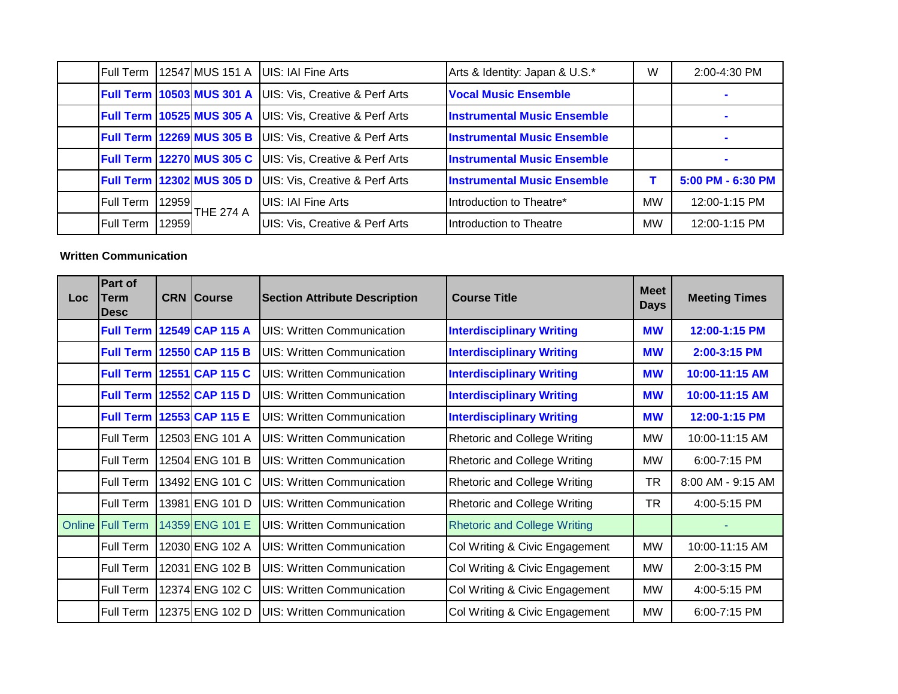| Loc | Part of Term Desc | CRN | Course | Section Attribute Description | Course Title | Meet Days | Meeting Times |
|---|---|---|---|---|---|---|---|
| | Full Term | 12547 | MUS 151 A | UIS: IAI Fine Arts | Arts & Identity: Japan & U.S.* | W | 2:00-4:30 PM |
| | **Full Term** | **10503** | **MUS 301 A** | UIS: Vis, Creative & Perf Arts | **Vocal Music Ensemble** | | **-** |
| | **Full Term** | **10525** | **MUS 305 A** | UIS: Vis, Creative & Perf Arts | **Instrumental Music Ensemble** | | **-** |
| | **Full Term** | **12269** | **MUS 305 B** | UIS: Vis, Creative & Perf Arts | **Instrumental Music Ensemble** | | **-** |
| | **Full Term** | **12270** | **MUS 305 C** | UIS: Vis, Creative & Perf Arts | **Instrumental Music Ensemble** | | **-** |
| | **Full Term** | **12302** | **MUS 305 D** | UIS: Vis, Creative & Perf Arts | **Instrumental Music Ensemble** | **T** | **5:00 PM - 6:30 PM** |
| | Full Term | 12959 | THE 274 A | UIS: IAI Fine Arts | Introduction to Theatre* | MW | 12:00-1:15 PM |
| | Full Term | 12959 | | UIS: Vis, Creative & Perf Arts | Introduction to Theatre | MW | 12:00-1:15 PM |

**Written Communication**

| Loc | Part of Term Desc | CRN | Course | Section Attribute Description | Course Title | Meet Days | Meeting Times |
|---|---|---|---|---|---|---|---|
| | **Full Term** | **12549** | **CAP 115 A** | UIS: Written Communication | **Interdisciplinary Writing** | **MW** | **12:00-1:15 PM** |
| | **Full Term** | **12550** | **CAP 115 B** | UIS: Written Communication | **Interdisciplinary Writing** | **MW** | **2:00-3:15 PM** |
| | **Full Term** | **12551** | **CAP 115 C** | UIS: Written Communication | **Interdisciplinary Writing** | **MW** | **10:00-11:15 AM** |
| | **Full Term** | **12552** | **CAP 115 D** | UIS: Written Communication | **Interdisciplinary Writing** | **MW** | **10:00-11:15 AM** |
| | **Full Term** | **12553** | **CAP 115 E** | UIS: Written Communication | **Interdisciplinary Writing** | **MW** | **12:00-1:15 PM** |
| | Full Term | 12503 | ENG 101 A | UIS: Written Communication | Rhetoric and College Writing | MW | 10:00-11:15 AM |
| | Full Term | 12504 | ENG 101 B | UIS: Written Communication | Rhetoric and College Writing | MW | 6:00-7:15 PM |
| | Full Term | 13492 | ENG 101 C | UIS: Written Communication | Rhetoric and College Writing | TR | 8:00 AM - 9:15 AM |
| | Full Term | 13981 | ENG 101 D | UIS: Written Communication | Rhetoric and College Writing | TR | 4:00-5:15 PM |
| Online | Full Term | 14359 | ENG 101 E | UIS: Written Communication | Rhetoric and College Writing | | - |
| | Full Term | 12030 | ENG 102 A | UIS: Written Communication | Col Writing & Civic Engagement | MW | 10:00-11:15 AM |
| | Full Term | 12031 | ENG 102 B | UIS: Written Communication | Col Writing & Civic Engagement | MW | 2:00-3:15 PM |
| | Full Term | 12374 | ENG 102 C | UIS: Written Communication | Col Writing & Civic Engagement | MW | 4:00-5:15 PM |
| | Full Term | 12375 | ENG 102 D | UIS: Written Communication | Col Writing & Civic Engagement | MW | 6:00-7:15 PM |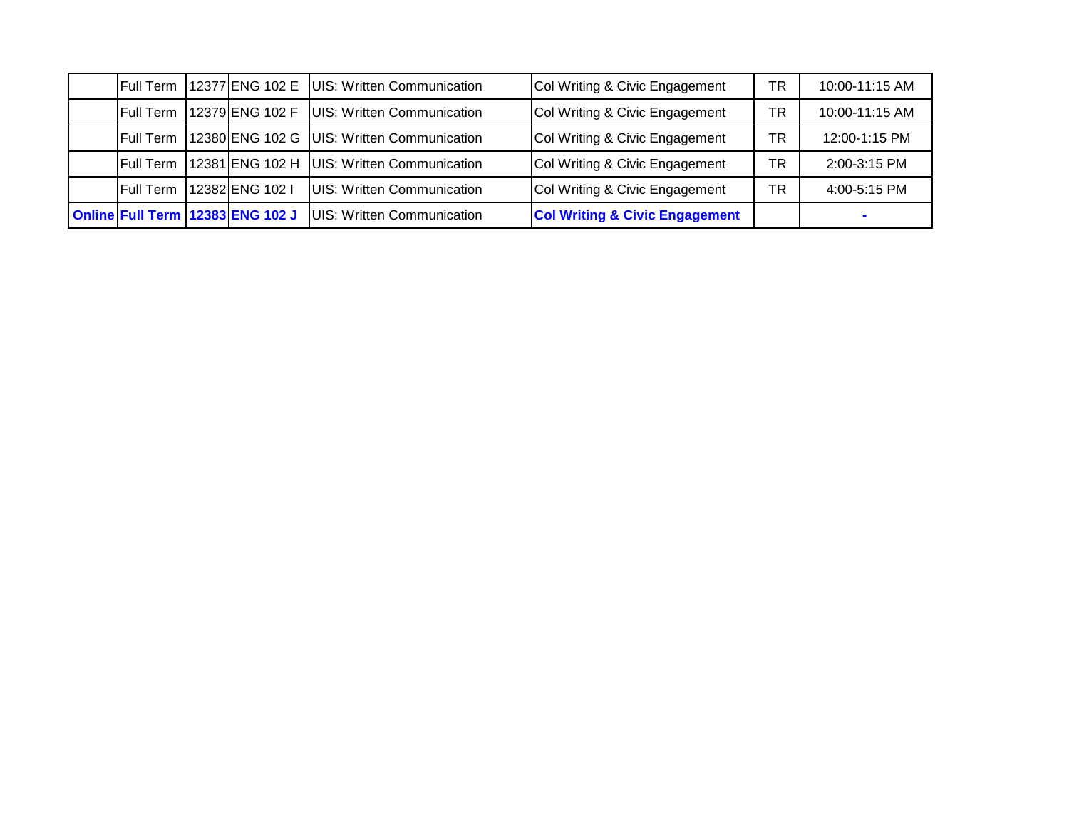|  |  |  |  |  |  |  |  |
|---|---|---|---|---|---|---|---|
|  | Full Term | 12377 | ENG 102 E | UIS: Written Communication | Col Writing & Civic Engagement | TR | 10:00-11:15 AM |
|  | Full Term | 12379 | ENG 102 F | UIS: Written Communication | Col Writing & Civic Engagement | TR | 10:00-11:15 AM |
|  | Full Term | 12380 | ENG 102 G | UIS: Written Communication | Col Writing & Civic Engagement | TR | 12:00-1:15 PM |
|  | Full Term | 12381 | ENG 102 H | UIS: Written Communication | Col Writing & Civic Engagement | TR | 2:00-3:15 PM |
|  | Full Term | 12382 | ENG 102 I | UIS: Written Communication | Col Writing & Civic Engagement | TR | 4:00-5:15 PM |
| **Online** | **Full Term** | **12383** | **ENG 102 J** | UIS: Written Communication | **Col Writing & Civic Engagement** |  | **-** |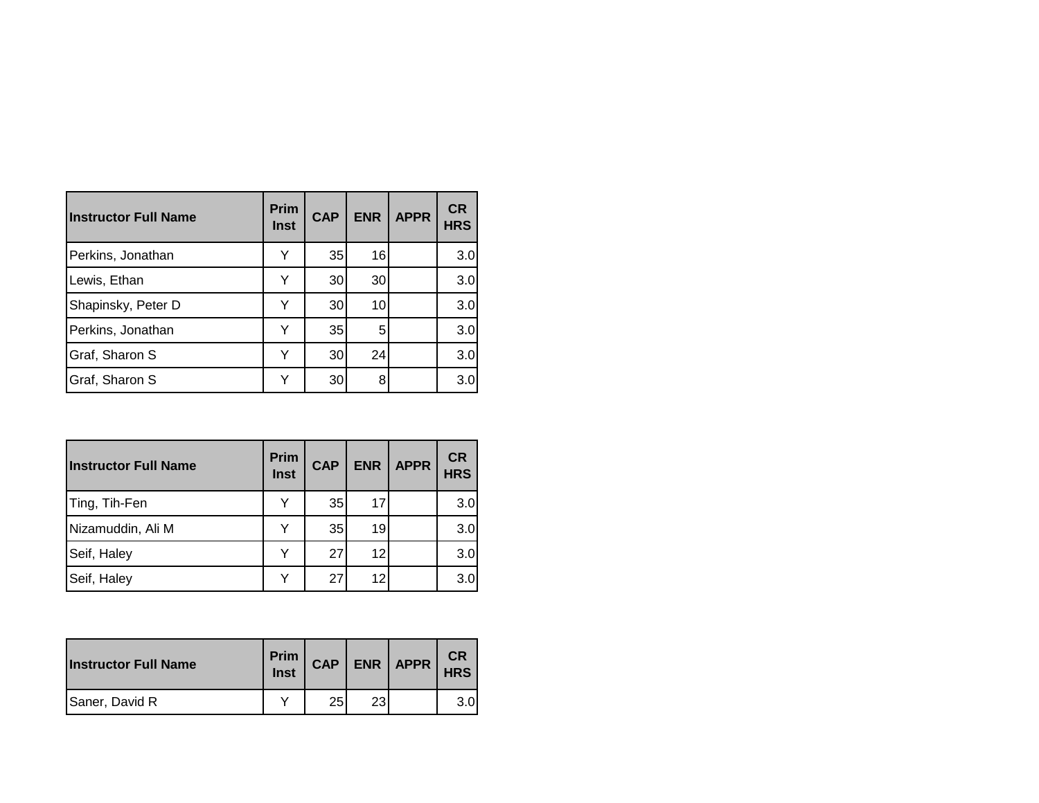| Instructor Full Name | Prim Inst | CAP | ENR | APPR | CR HRS |
|---|---|---|---|---|---|
| Perkins, Jonathan | Y | 35 | 16 | | 3.0 |
| Lewis, Ethan | Y | 30 | 30 | | 3.0 |
| Shapinsky, Peter D | Y | 30 | 10 | | 3.0 |
| Perkins, Jonathan | Y | 35 | 5 | | 3.0 |
| Graf, Sharon S | Y | 30 | 24 | | 3.0 |
| Graf, Sharon S | Y | 30 | 8 | | 3.0 |

| Instructor Full Name | Prim Inst | CAP | ENR | APPR | CR HRS |
|---|---|---|---|---|---|
| Ting, Tih-Fen | Y | 35 | 17 | | 3.0 |
| Nizamuddin, Ali M | Y | 35 | 19 | | 3.0 |
| Seif, Haley | Y | 27 | 12 | | 3.0 |
| Seif, Haley | Y | 27 | 12 | | 3.0 |

| Instructor Full Name | Prim Inst | CAP | ENR | APPR | CR HRS |
|---|---|---|---|---|---|
| Saner, David R | Y | 25 | 23 | | 3.0 |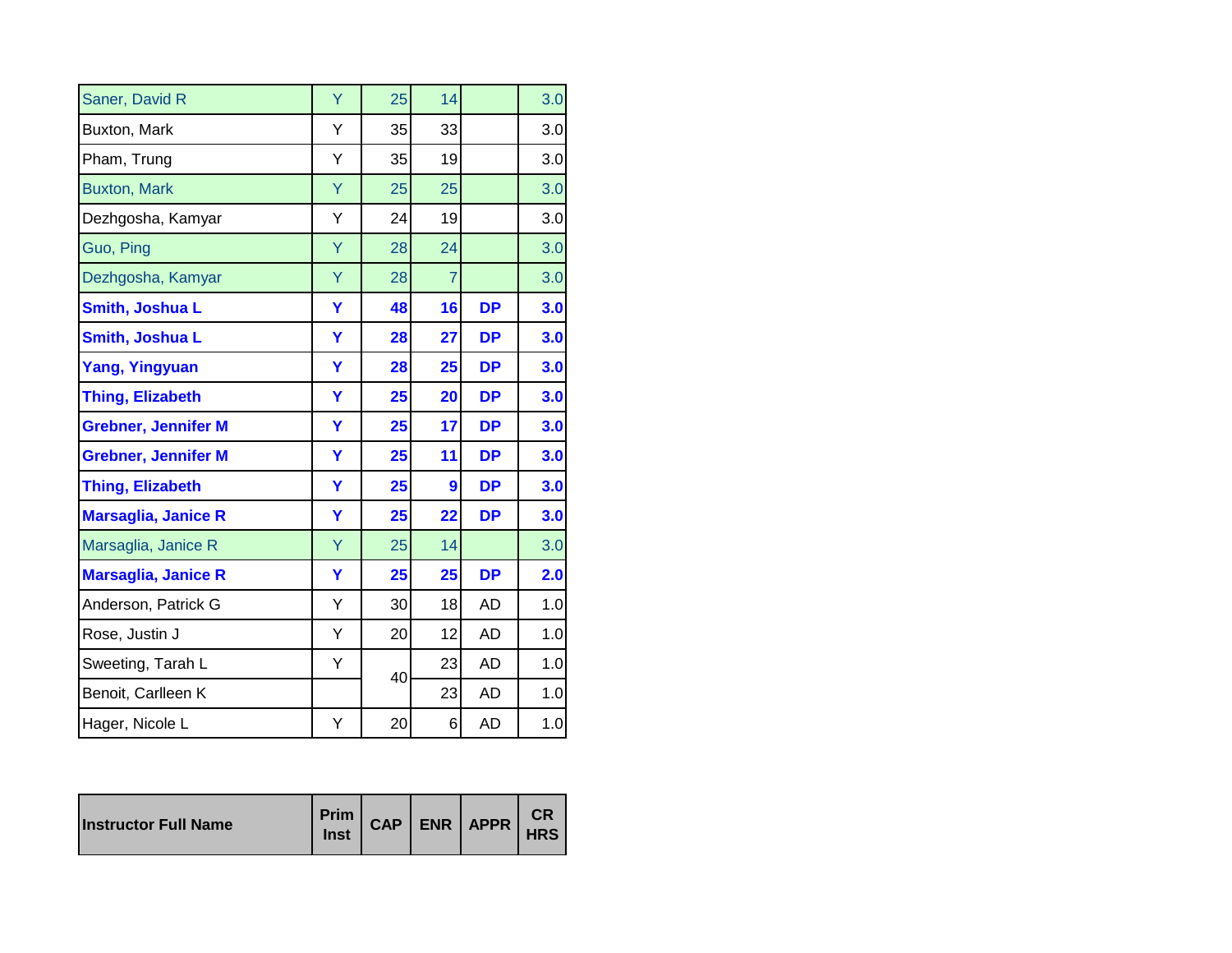| Instructor Full Name | Prim Inst | CAP | ENR | APPR | CR HRS |
|---|---|---|---|---|---|
| Saner, David R | Y | 25 | 14 | | 3.0 |
| Buxton, Mark | Y | 35 | 33 | | 3.0 |
| Pham, Trung | Y | 35 | 19 | | 3.0 |
| Buxton, Mark | Y | 25 | 25 | | 3.0 |
| Dezhgosha, Kamyar | Y | 24 | 19 | | 3.0 |
| Guo, Ping | Y | 28 | 24 | | 3.0 |
| Dezhgosha, Kamyar | Y | 28 | 7 | | 3.0 |
| **Smith, Joshua L** | **Y** | **48** | **16** | **DP** | **3.0** |
| **Smith, Joshua L** | **Y** | **28** | **27** | **DP** | **3.0** |
| **Yang, Yingyuan** | **Y** | **28** | **25** | **DP** | **3.0** |
| **Thing, Elizabeth** | **Y** | **25** | **20** | **DP** | **3.0** |
| **Grebner, Jennifer M** | **Y** | **25** | **17** | **DP** | **3.0** |
| **Grebner, Jennifer M** | **Y** | **25** | **11** | **DP** | **3.0** |
| **Thing, Elizabeth** | **Y** | **25** | **9** | **DP** | **3.0** |
| **Marsaglia, Janice R** | **Y** | **25** | **22** | **DP** | **3.0** |
| Marsaglia, Janice R | Y | 25 | 14 | | 3.0 |
| **Marsaglia, Janice R** | **Y** | **25** | **25** | **DP** | **2.0** |
| Anderson, Patrick G | Y | 30 | 18 | AD | 1.0 |
| Rose, Justin J | Y | 20 | 12 | AD | 1.0 |
| Sweeting, Tarah L | Y | 40 | 23 | AD | 1.0 |
| Benoit, Carlleen K | | | 23 | AD | 1.0 |
| Hager, Nicole L | Y | 20 | 6 | AD | 1.0 |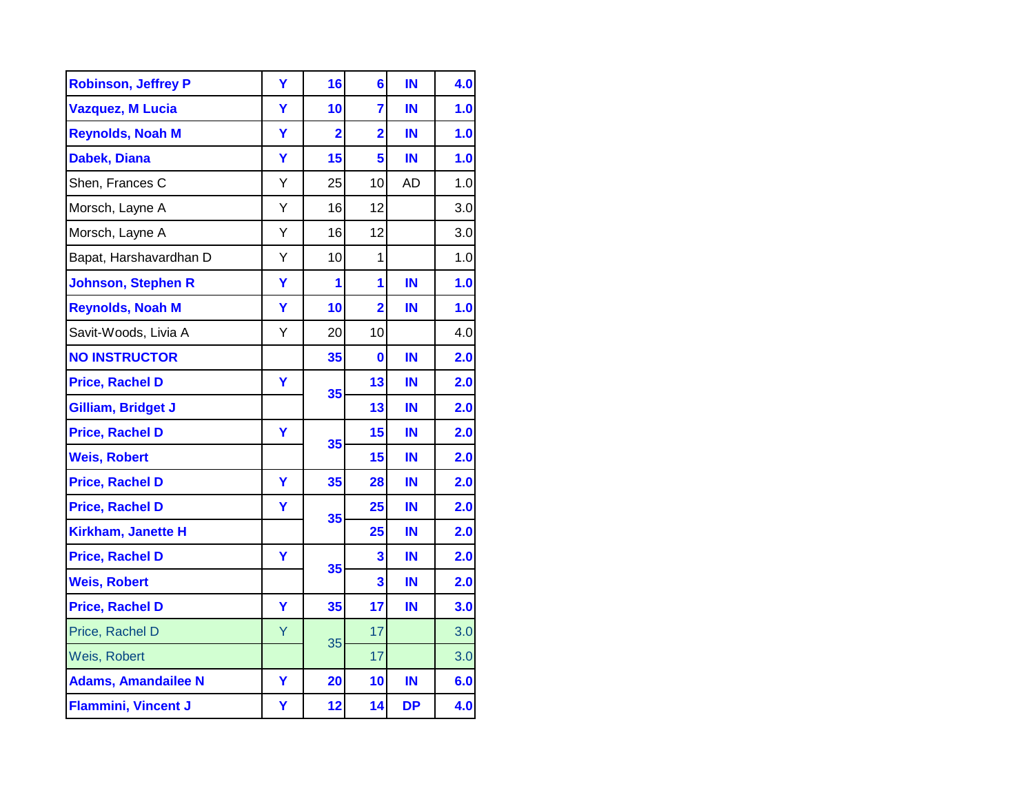| | | | | | |
|---|---|---|---|---|---|
| **Robinson, Jeffrey P** | **Y** | **16** | **6** | **IN** | **4.0** |
| **Vazquez, M Lucia** | **Y** | **10** | **7** | **IN** | **1.0** |
| **Reynolds, Noah M** | **Y** | **2** | **2** | **IN** | **1.0** |
| **Dabek, Diana** | **Y** | **15** | **5** | **IN** | **1.0** |
| Shen, Frances C | Y | 25 | 10 | AD | 1.0 |
| Morsch, Layne A | Y | 16 | 12 | | 3.0 |
| Morsch, Layne A | Y | 16 | 12 | | 3.0 |
| Bapat, Harshavardhan D | Y | 10 | 1 | | 1.0 |
| **Johnson, Stephen R** | **Y** | **1** | **1** | **IN** | **1.0** |
| **Reynolds, Noah M** | **Y** | **10** | **2** | **IN** | **1.0** |
| Savit-Woods, Livia A | Y | 20 | 10 | | 4.0 |
| **NO INSTRUCTOR** | | **35** | **0** | **IN** | **2.0** |
| **Price, Rachel D** | **Y** | **35** | **13** | **IN** | **2.0** |
| **Gilliam, Bridget J** | | | **13** | **IN** | **2.0** |
| **Price, Rachel D** | **Y** | **35** | **15** | **IN** | **2.0** |
| **Weis, Robert** | | | **15** | **IN** | **2.0** |
| **Price, Rachel D** | **Y** | **35** | **28** | **IN** | **2.0** |
| **Price, Rachel D** | **Y** | **35** | **25** | **IN** | **2.0** |
| **Kirkham, Janette H** | | | **25** | **IN** | **2.0** |
| **Price, Rachel D** | **Y** | **35** | **3** | **IN** | **2.0** |
| **Weis, Robert** | | | **3** | **IN** | **2.0** |
| **Price, Rachel D** | **Y** | **35** | **17** | **IN** | **3.0** |
| Price, Rachel D | Y | 35 | 17 | | 3.0 |
| Weis, Robert | | | 17 | | 3.0 |
| **Adams, Amandailee N** | **Y** | **20** | **10** | **IN** | **6.0** |
| **Flammini, Vincent J** | **Y** | **12** | **14** | **DP** | **4.0** |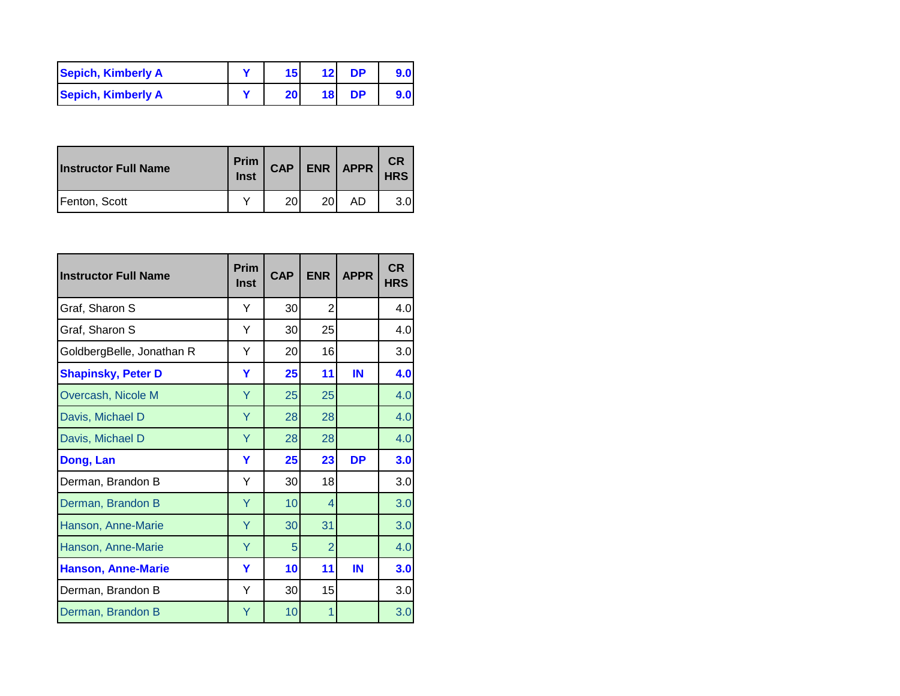| | | | | | |
|---|---|---|---|---|---|
| **Sepich, Kimberly A** | **Y** | **15** | **12** | **DP** | **9.0** |
| **Sepich, Kimberly A** | **Y** | **20** | **18** | **DP** | **9.0** |

| Instructor Full Name | Prim Inst | CAP | ENR | APPR | CR HRS |
|---|---|---|---|---|---|
| Fenton, Scott | Y | 20 | 20 | AD | 3.0 |

| Instructor Full Name | Prim Inst | CAP | ENR | APPR | CR HRS |
|---|---|---|---|---|---|
| Graf, Sharon S | Y | 30 | 2 | | 4.0 |
| Graf, Sharon S | Y | 30 | 25 | | 4.0 |
| GoldbergBelle, Jonathan R | Y | 20 | 16 | | 3.0 |
| **Shapinsky, Peter D** | **Y** | **25** | **11** | **IN** | **4.0** |
| Overcash, Nicole M | Y | 25 | 25 | | 4.0 |
| Davis, Michael D | Y | 28 | 28 | | 4.0 |
| Davis, Michael D | Y | 28 | 28 | | 4.0 |
| **Dong, Lan** | **Y** | **25** | **23** | **DP** | **3.0** |
| Derman, Brandon B | Y | 30 | 18 | | 3.0 |
| Derman, Brandon B | Y | 10 | 4 | | 3.0 |
| Hanson, Anne-Marie | Y | 30 | 31 | | 3.0 |
| Hanson, Anne-Marie | Y | 5 | 2 | | 4.0 |
| **Hanson, Anne-Marie** | **Y** | **10** | **11** | **IN** | **3.0** |
| Derman, Brandon B | Y | 30 | 15 | | 3.0 |
| Derman, Brandon B | Y | 10 | 1 | | 3.0 |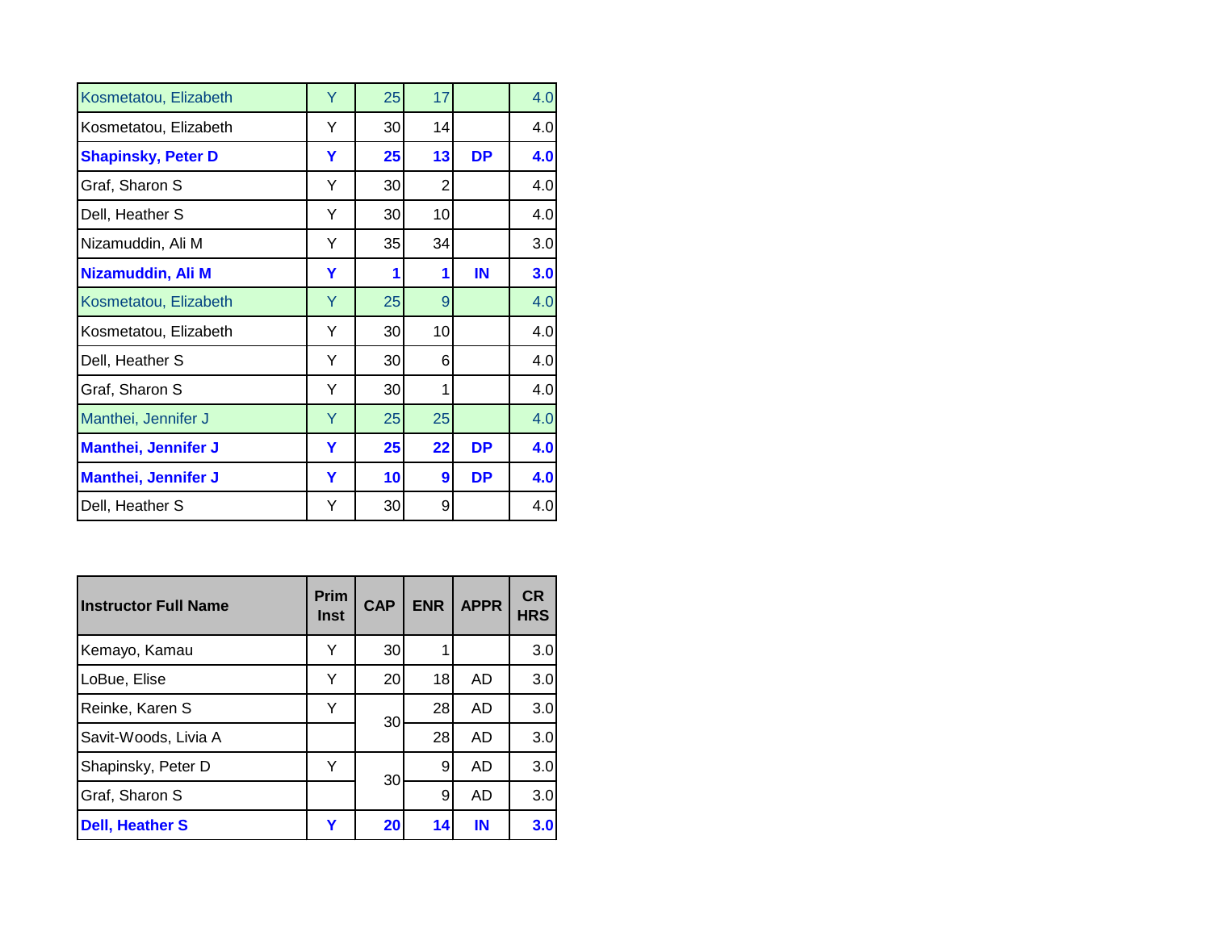| | | | | | |
|---|---|---|---|---|---|
| Kosmetatou, Elizabeth | Y | 25 | 17 | | 4.0 |
| Kosmetatou, Elizabeth | Y | 30 | 14 | | 4.0 |
| **Shapinsky, Peter D** | **Y** | **25** | **13** | **DP** | **4.0** |
| Graf, Sharon S | Y | 30 | 2 | | 4.0 |
| Dell, Heather S | Y | 30 | 10 | | 4.0 |
| Nizamuddin, Ali M | Y | 35 | 34 | | 3.0 |
| **Nizamuddin, Ali M** | **Y** | **1** | **1** | **IN** | **3.0** |
| Kosmetatou, Elizabeth | Y | 25 | 9 | | 4.0 |
| Kosmetatou, Elizabeth | Y | 30 | 10 | | 4.0 |
| Dell, Heather S | Y | 30 | 6 | | 4.0 |
| Graf, Sharon S | Y | 30 | 1 | | 4.0 |
| Manthei, Jennifer J | Y | 25 | 25 | | 4.0 |
| **Manthei, Jennifer J** | **Y** | **25** | **22** | **DP** | **4.0** |
| **Manthei, Jennifer J** | **Y** | **10** | **9** | **DP** | **4.0** |
| Dell, Heather S | Y | 30 | 9 | | 4.0 |

| Instructor Full Name | Prim Inst | CAP | ENR | APPR | CR HRS |
|---|---|---|---|---|---|
| Kemayo, Kamau | Y | 30 | 1 | | 3.0 |
| LoBue, Elise | Y | 20 | 18 | AD | 3.0 |
| Reinke, Karen S | Y | 30 | 28 | AD | 3.0 |
| Savit-Woods, Livia A | | | 28 | AD | 3.0 |
| Shapinsky, Peter D | Y | 30 | 9 | AD | 3.0 |
| Graf, Sharon S | | | 9 | AD | 3.0 |
| **Dell, Heather S** | **Y** | **20** | **14** | **IN** | **3.0** |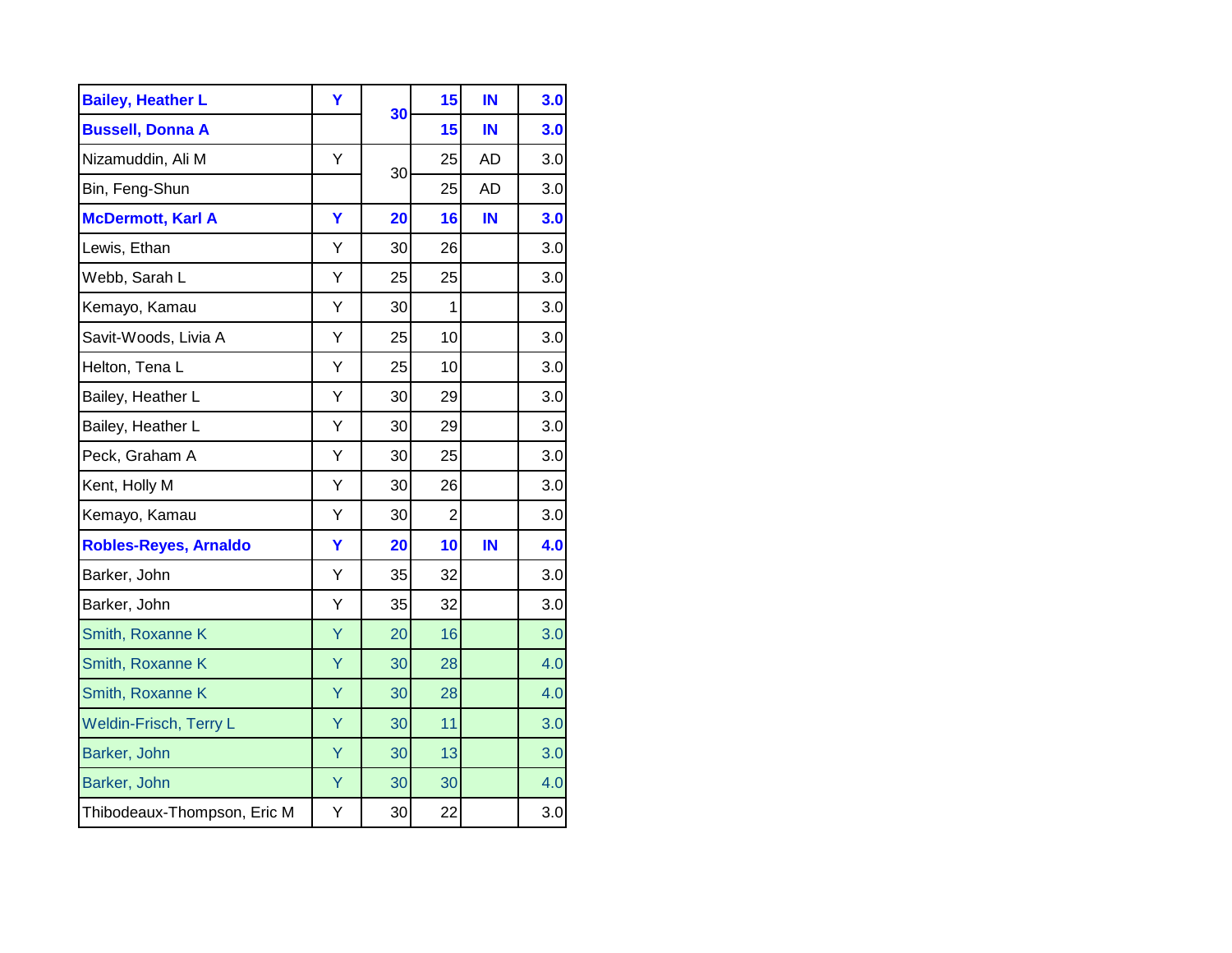| | | | | | |
|---|---|---|---|---|---|
| **Bailey, Heather L** | **Y** | **30** | **15** | **IN** | **3.0** |
| **Bussell, Donna A** | | | **15** | **IN** | **3.0** |
| Nizamuddin, Ali M | Y | 30 | 25 | AD | 3.0 |
| Bin, Feng-Shun | | | 25 | AD | 3.0 |
| **McDermott, Karl A** | **Y** | **20** | **16** | **IN** | **3.0** |
| Lewis, Ethan | Y | 30 | 26 | | 3.0 |
| Webb, Sarah L | Y | 25 | 25 | | 3.0 |
| Kemayo, Kamau | Y | 30 | 1 | | 3.0 |
| Savit-Woods, Livia A | Y | 25 | 10 | | 3.0 |
| Helton, Tena L | Y | 25 | 10 | | 3.0 |
| Bailey, Heather L | Y | 30 | 29 | | 3.0 |
| Bailey, Heather L | Y | 30 | 29 | | 3.0 |
| Peck, Graham A | Y | 30 | 25 | | 3.0 |
| Kent, Holly M | Y | 30 | 26 | | 3.0 |
| Kemayo, Kamau | Y | 30 | 2 | | 3.0 |
| **Robles-Reyes, Arnaldo** | **Y** | **20** | **10** | **IN** | **4.0** |
| Barker, John | Y | 35 | 32 | | 3.0 |
| Barker, John | Y | 35 | 32 | | 3.0 |
| Smith, Roxanne K | Y | 20 | 16 | | 3.0 |
| Smith, Roxanne K | Y | 30 | 28 | | 4.0 |
| Smith, Roxanne K | Y | 30 | 28 | | 4.0 |
| Weldin-Frisch, Terry L | Y | 30 | 11 | | 3.0 |
| Barker, John | Y | 30 | 13 | | 3.0 |
| Barker, John | Y | 30 | 30 | | 4.0 |
| Thibodeaux-Thompson, Eric M | Y | 30 | 22 | | 3.0 |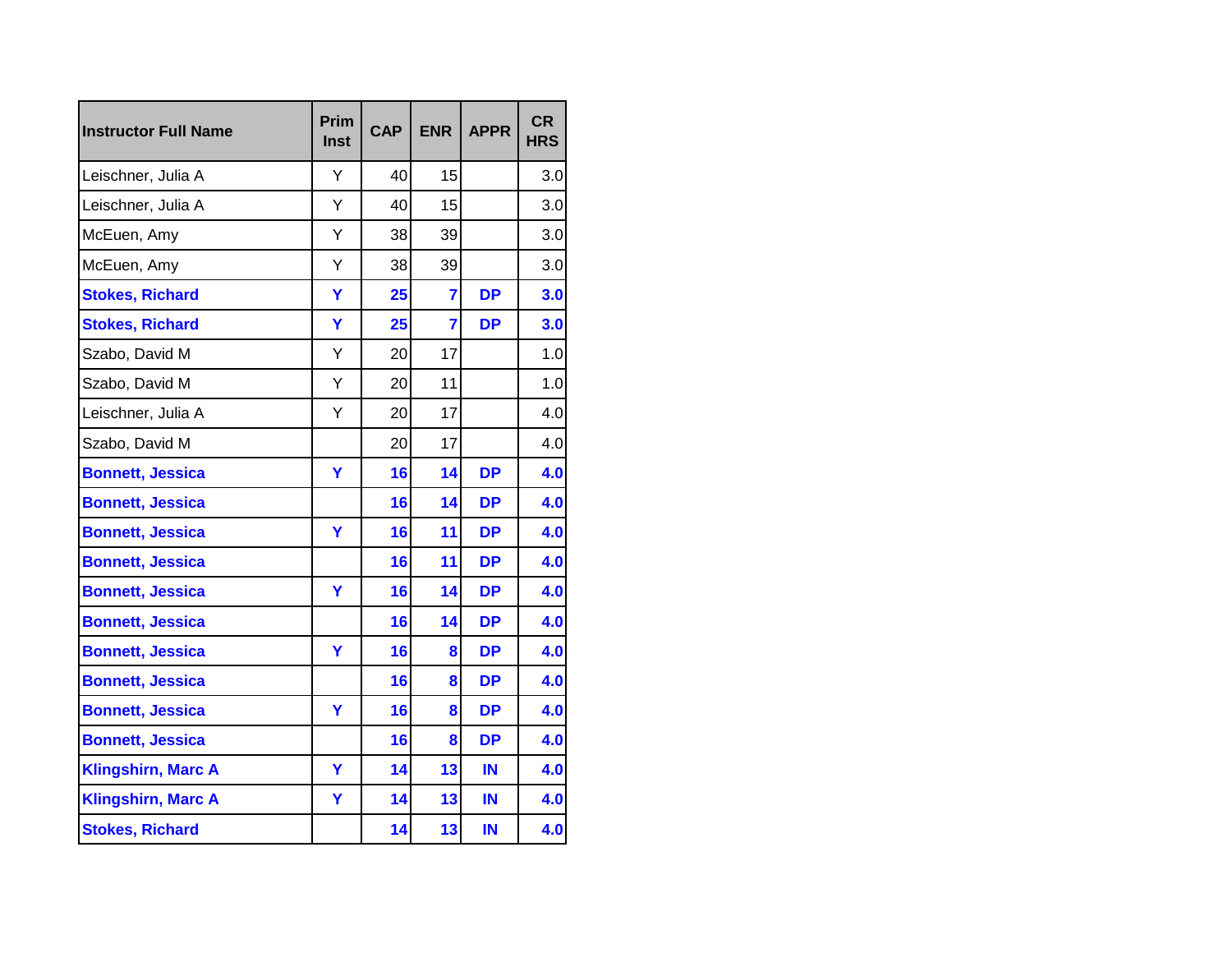| Instructor Full Name | Prim Inst | CAP | ENR | APPR | CR HRS |
|---|---|---|---|---|---|
| Leischner, Julia A | Y | 40 | 15 | | 3.0 |
| Leischner, Julia A | Y | 40 | 15 | | 3.0 |
| McEuen, Amy | Y | 38 | 39 | | 3.0 |
| McEuen, Amy | Y | 38 | 39 | | 3.0 |
| **Stokes, Richard** | **Y** | **25** | **7** | **DP** | **3.0** |
| **Stokes, Richard** | **Y** | **25** | **7** | **DP** | **3.0** |
| Szabo, David M | Y | 20 | 17 | | 1.0 |
| Szabo, David M | Y | 20 | 11 | | 1.0 |
| Leischner, Julia A | Y | 20 | 17 | | 4.0 |
| Szabo, David M | | 20 | 17 | | 4.0 |
| **Bonnett, Jessica** | **Y** | **16** | **14** | **DP** | **4.0** |
| **Bonnett, Jessica** | | **16** | **14** | **DP** | **4.0** |
| **Bonnett, Jessica** | **Y** | **16** | **11** | **DP** | **4.0** |
| **Bonnett, Jessica** | | **16** | **11** | **DP** | **4.0** |
| **Bonnett, Jessica** | **Y** | **16** | **14** | **DP** | **4.0** |
| **Bonnett, Jessica** | | **16** | **14** | **DP** | **4.0** |
| **Bonnett, Jessica** | **Y** | **16** | **8** | **DP** | **4.0** |
| **Bonnett, Jessica** | | **16** | **8** | **DP** | **4.0** |
| **Bonnett, Jessica** | **Y** | **16** | **8** | **DP** | **4.0** |
| **Bonnett, Jessica** | | **16** | **8** | **DP** | **4.0** |
| **Klingshirn, Marc A** | **Y** | **14** | **13** | **IN** | **4.0** |
| **Klingshirn, Marc A** | **Y** | **14** | **13** | **IN** | **4.0** |
| **Stokes, Richard** | | **14** | **13** | **IN** | **4.0** |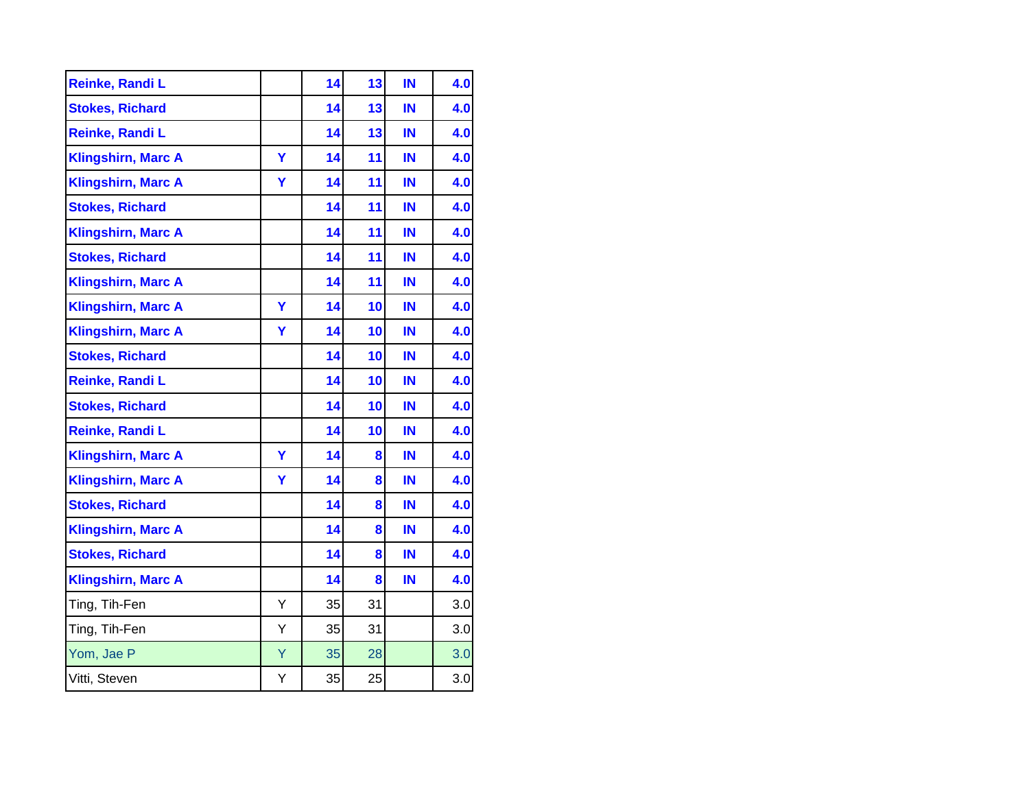| | | | | | |
|---|---|---|---|---|---|
| **Reinke, Randi L** | | **14** | **13** | **IN** | **4.0** |
| **Stokes, Richard** | | **14** | **13** | **IN** | **4.0** |
| **Reinke, Randi L** | | **14** | **13** | **IN** | **4.0** |
| **Klingshirn, Marc A** | **Y** | **14** | **11** | **IN** | **4.0** |
| **Klingshirn, Marc A** | **Y** | **14** | **11** | **IN** | **4.0** |
| **Stokes, Richard** | | **14** | **11** | **IN** | **4.0** |
| **Klingshirn, Marc A** | | **14** | **11** | **IN** | **4.0** |
| **Stokes, Richard** | | **14** | **11** | **IN** | **4.0** |
| **Klingshirn, Marc A** | | **14** | **11** | **IN** | **4.0** |
| **Klingshirn, Marc A** | **Y** | **14** | **10** | **IN** | **4.0** |
| **Klingshirn, Marc A** | **Y** | **14** | **10** | **IN** | **4.0** |
| **Stokes, Richard** | | **14** | **10** | **IN** | **4.0** |
| **Reinke, Randi L** | | **14** | **10** | **IN** | **4.0** |
| **Stokes, Richard** | | **14** | **10** | **IN** | **4.0** |
| **Reinke, Randi L** | | **14** | **10** | **IN** | **4.0** |
| **Klingshirn, Marc A** | **Y** | **14** | **8** | **IN** | **4.0** |
| **Klingshirn, Marc A** | **Y** | **14** | **8** | **IN** | **4.0** |
| **Stokes, Richard** | | **14** | **8** | **IN** | **4.0** |
| **Klingshirn, Marc A** | | **14** | **8** | **IN** | **4.0** |
| **Stokes, Richard** | | **14** | **8** | **IN** | **4.0** |
| **Klingshirn, Marc A** | | **14** | **8** | **IN** | **4.0** |
| Ting, Tih-Fen | Y | 35 | 31 | | 3.0 |
| Ting, Tih-Fen | Y | 35 | 31 | | 3.0 |
| Yom, Jae P | Y | 35 | 28 | | 3.0 |
| Vitti, Steven | Y | 35 | 25 | | 3.0 |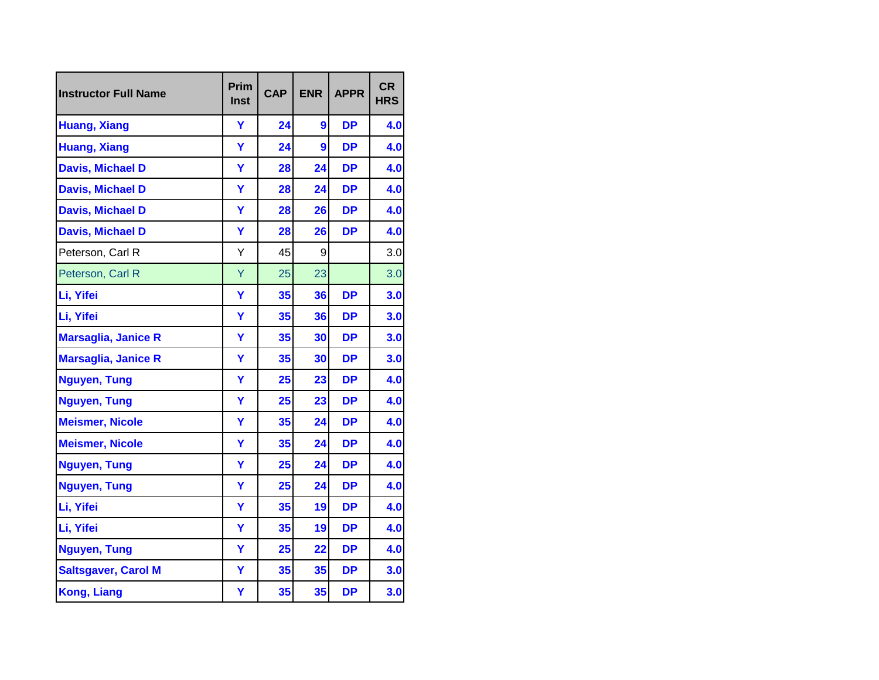| Instructor Full Name | Prim Inst | CAP | ENR | APPR | CR HRS |
|---|---|---|---|---|---|
| Huang, Xiang | Y | 24 | 9 | DP | 4.0 |
| Huang, Xiang | Y | 24 | 9 | DP | 4.0 |
| Davis, Michael D | Y | 28 | 24 | DP | 4.0 |
| Davis, Michael D | Y | 28 | 24 | DP | 4.0 |
| Davis, Michael D | Y | 28 | 26 | DP | 4.0 |
| Davis, Michael D | Y | 28 | 26 | DP | 4.0 |
| Peterson, Carl R | Y | 45 | 9 | | 3.0 |
| Peterson, Carl R | Y | 25 | 23 | | 3.0 |
| Li, Yifei | Y | 35 | 36 | DP | 3.0 |
| Li, Yifei | Y | 35 | 36 | DP | 3.0 |
| Marsaglia, Janice R | Y | 35 | 30 | DP | 3.0 |
| Marsaglia, Janice R | Y | 35 | 30 | DP | 3.0 |
| Nguyen, Tung | Y | 25 | 23 | DP | 4.0 |
| Nguyen, Tung | Y | 25 | 23 | DP | 4.0 |
| Meismer, Nicole | Y | 35 | 24 | DP | 4.0 |
| Meismer, Nicole | Y | 35 | 24 | DP | 4.0 |
| Nguyen, Tung | Y | 25 | 24 | DP | 4.0 |
| Nguyen, Tung | Y | 25 | 24 | DP | 4.0 |
| Li, Yifei | Y | 35 | 19 | DP | 4.0 |
| Li, Yifei | Y | 35 | 19 | DP | 4.0 |
| Nguyen, Tung | Y | 25 | 22 | DP | 4.0 |
| Saltsgaver, Carol M | Y | 35 | 35 | DP | 3.0 |
| Kong, Liang | Y | 35 | 35 | DP | 3.0 |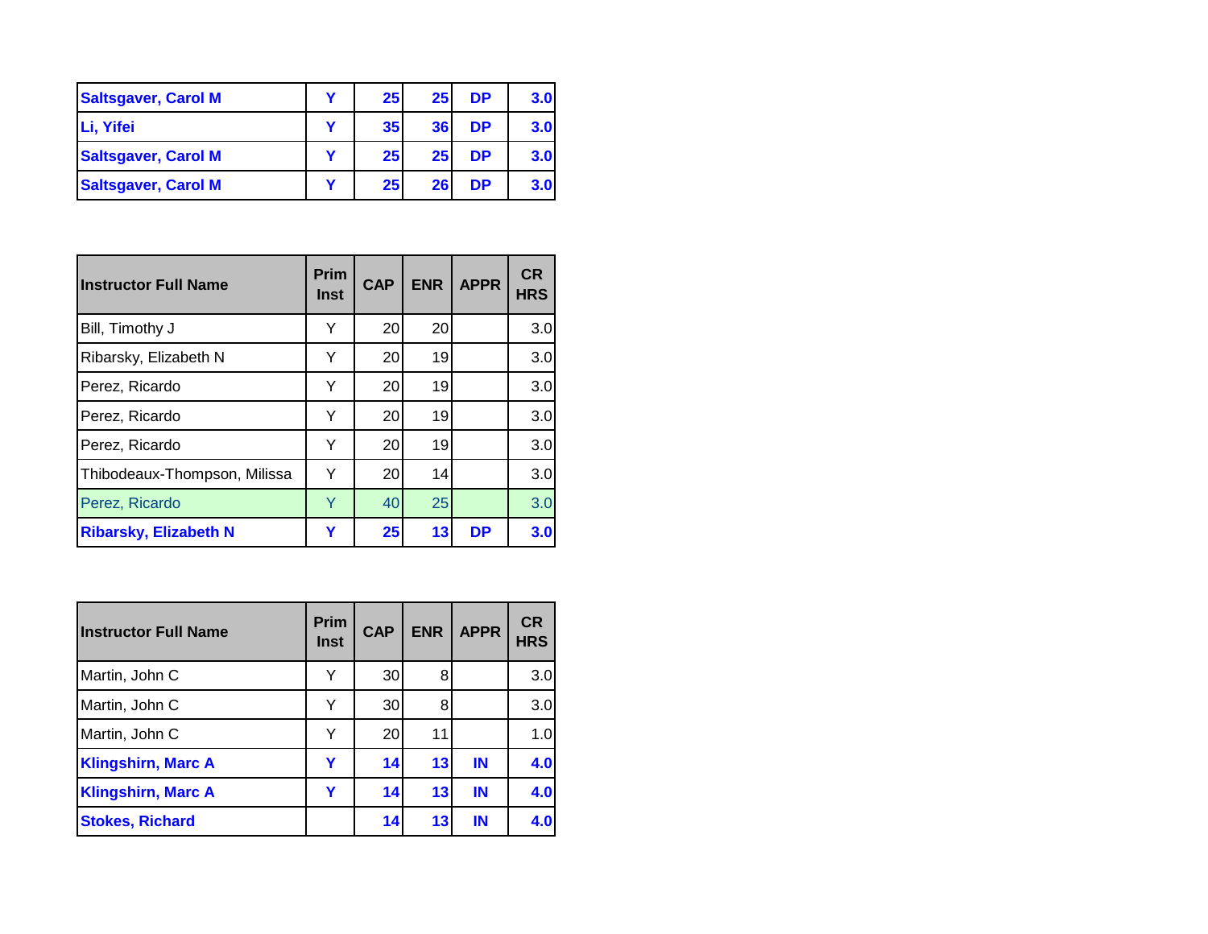| | | | | | |
|---|---|---|---|---|---|
| **Saltsgaver, Carol M** | **Y** | **25** | **25** | **DP** | **3.0** |
| **Li, Yifei** | **Y** | **35** | **36** | **DP** | **3.0** |
| **Saltsgaver, Carol M** | **Y** | **25** | **25** | **DP** | **3.0** |
| **Saltsgaver, Carol M** | **Y** | **25** | **26** | **DP** | **3.0** |

| Instructor Full Name | Prim Inst | CAP | ENR | APPR | CR HRS |
|---|---|---|---|---|---|
| Bill, Timothy J | Y | 20 | 20 | | 3.0 |
| Ribarsky, Elizabeth N | Y | 20 | 19 | | 3.0 |
| Perez, Ricardo | Y | 20 | 19 | | 3.0 |
| Perez, Ricardo | Y | 20 | 19 | | 3.0 |
| Perez, Ricardo | Y | 20 | 19 | | 3.0 |
| Thibodeaux-Thompson, Milissa | Y | 20 | 14 | | 3.0 |
| Perez, Ricardo | Y | 40 | 25 | | 3.0 |
| **Ribarsky, Elizabeth N** | **Y** | **25** | **13** | **DP** | **3.0** |

| Instructor Full Name | Prim Inst | CAP | ENR | APPR | CR HRS |
|---|---|---|---|---|---|
| Martin, John C | Y | 30 | 8 | | 3.0 |
| Martin, John C | Y | 30 | 8 | | 3.0 |
| Martin, John C | Y | 20 | 11 | | 1.0 |
| **Klingshirn, Marc A** | **Y** | **14** | **13** | **IN** | **4.0** |
| **Klingshirn, Marc A** | **Y** | **14** | **13** | **IN** | **4.0** |
| **Stokes, Richard** | | **14** | **13** | **IN** | **4.0** |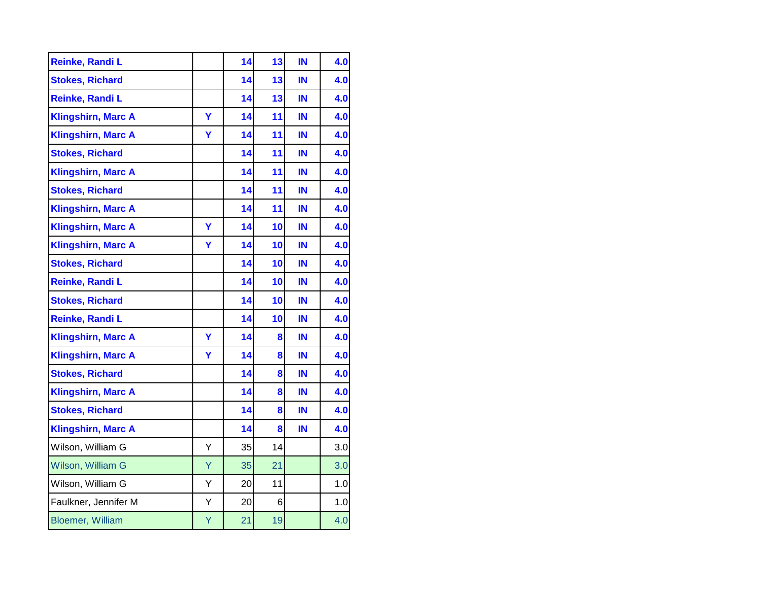| | | | | | |
|---|---|---|---|---|---|
| **Reinke, Randi L** | | **14** | **13** | **IN** | **4.0** |
| **Stokes, Richard** | | **14** | **13** | **IN** | **4.0** |
| **Reinke, Randi L** | | **14** | **13** | **IN** | **4.0** |
| **Klingshirn, Marc A** | **Y** | **14** | **11** | **IN** | **4.0** |
| **Klingshirn, Marc A** | **Y** | **14** | **11** | **IN** | **4.0** |
| **Stokes, Richard** | | **14** | **11** | **IN** | **4.0** |
| **Klingshirn, Marc A** | | **14** | **11** | **IN** | **4.0** |
| **Stokes, Richard** | | **14** | **11** | **IN** | **4.0** |
| **Klingshirn, Marc A** | | **14** | **11** | **IN** | **4.0** |
| **Klingshirn, Marc A** | **Y** | **14** | **10** | **IN** | **4.0** |
| **Klingshirn, Marc A** | **Y** | **14** | **10** | **IN** | **4.0** |
| **Stokes, Richard** | | **14** | **10** | **IN** | **4.0** |
| **Reinke, Randi L** | | **14** | **10** | **IN** | **4.0** |
| **Stokes, Richard** | | **14** | **10** | **IN** | **4.0** |
| **Reinke, Randi L** | | **14** | **10** | **IN** | **4.0** |
| **Klingshirn, Marc A** | **Y** | **14** | **8** | **IN** | **4.0** |
| **Klingshirn, Marc A** | **Y** | **14** | **8** | **IN** | **4.0** |
| **Stokes, Richard** | | **14** | **8** | **IN** | **4.0** |
| **Klingshirn, Marc A** | | **14** | **8** | **IN** | **4.0** |
| **Stokes, Richard** | | **14** | **8** | **IN** | **4.0** |
| **Klingshirn, Marc A** | | **14** | **8** | **IN** | **4.0** |
| Wilson, William G | Y | 35 | 14 | | 3.0 |
| Wilson, William G | Y | 35 | 21 | | 3.0 |
| Wilson, William G | Y | 20 | 11 | | 1.0 |
| Faulkner, Jennifer M | Y | 20 | 6 | | 1.0 |
| Bloemer, William | Y | 21 | 19 | | 4.0 |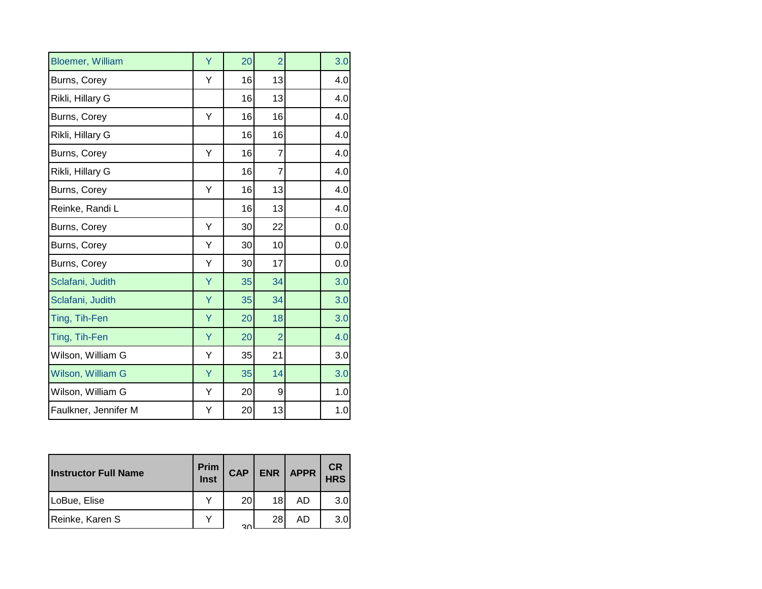| | | | | | |
|---|---|---|---|---|---|
| Bloemer, William | Y | 20 | 2 | | 3.0 |
| Burns, Corey | Y | 16 | 13 | | 4.0 |
| Rikli, Hillary G | | 16 | 13 | | 4.0 |
| Burns, Corey | Y | 16 | 16 | | 4.0 |
| Rikli, Hillary G | | 16 | 16 | | 4.0 |
| Burns, Corey | Y | 16 | 7 | | 4.0 |
| Rikli, Hillary G | | 16 | 7 | | 4.0 |
| Burns, Corey | Y | 16 | 13 | | 4.0 |
| Reinke, Randi L | | 16 | 13 | | 4.0 |
| Burns, Corey | Y | 30 | 22 | | 0.0 |
| Burns, Corey | Y | 30 | 10 | | 0.0 |
| Burns, Corey | Y | 30 | 17 | | 0.0 |
| Sclafani, Judith | Y | 35 | 34 | | 3.0 |
| Sclafani, Judith | Y | 35 | 34 | | 3.0 |
| Ting, Tih-Fen | Y | 20 | 18 | | 3.0 |
| Ting, Tih-Fen | Y | 20 | 2 | | 4.0 |
| Wilson, William G | Y | 35 | 21 | | 3.0 |
| Wilson, William G | Y | 35 | 14 | | 3.0 |
| Wilson, William G | Y | 20 | 9 | | 1.0 |
| Faulkner, Jennifer M | Y | 20 | 13 | | 1.0 |

| Instructor Full Name | Prim Inst | CAP | ENR | APPR | CR HRS |
|---|---|---|---|---|---|
| LoBue, Elise | Y | 20 | 18 | AD | 3.0 |
| Reinke, Karen S | Y | 30 | 28 | AD | 3.0 |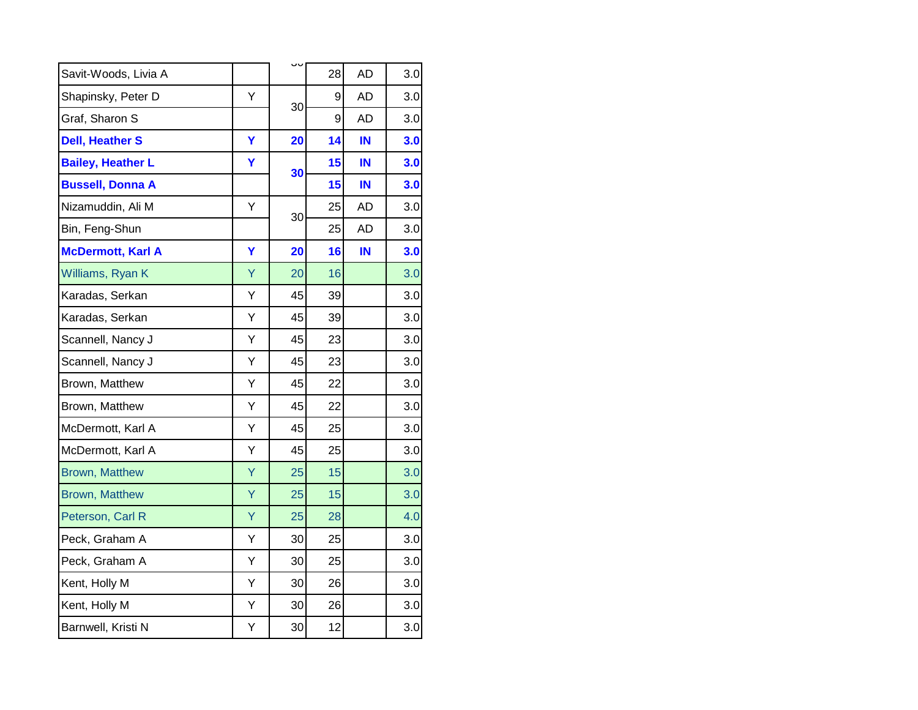| | | | | | |
|---|---|---|---|---|---|
| Savit-Woods, Livia A | | 30 | 28 | AD | 3.0 |
| Shapinsky, Peter D | Y | 30 | 9 | AD | 3.0 |
| Graf, Sharon S | | | 9 | AD | 3.0 |
| **Dell, Heather S** | **Y** | **20** | **14** | **IN** | **3.0** |
| **Bailey, Heather L** | **Y** | **30** | **15** | **IN** | **3.0** |
| **Bussell, Donna A** | | | **15** | **IN** | **3.0** |
| Nizamuddin, Ali M | Y | 30 | 25 | AD | 3.0 |
| Bin, Feng-Shun | | | 25 | AD | 3.0 |
| **McDermott, Karl A** | **Y** | **20** | **16** | **IN** | **3.0** |
| Williams, Ryan K | Y | 20 | 16 | | 3.0 |
| Karadas, Serkan | Y | 45 | 39 | | 3.0 |
| Karadas, Serkan | Y | 45 | 39 | | 3.0 |
| Scannell, Nancy J | Y | 45 | 23 | | 3.0 |
| Scannell, Nancy J | Y | 45 | 23 | | 3.0 |
| Brown, Matthew | Y | 45 | 22 | | 3.0 |
| Brown, Matthew | Y | 45 | 22 | | 3.0 |
| McDermott, Karl A | Y | 45 | 25 | | 3.0 |
| McDermott, Karl A | Y | 45 | 25 | | 3.0 |
| Brown, Matthew | Y | 25 | 15 | | 3.0 |
| Brown, Matthew | Y | 25 | 15 | | 3.0 |
| Peterson, Carl R | Y | 25 | 28 | | 4.0 |
| Peck, Graham A | Y | 30 | 25 | | 3.0 |
| Peck, Graham A | Y | 30 | 25 | | 3.0 |
| Kent, Holly M | Y | 30 | 26 | | 3.0 |
| Kent, Holly M | Y | 30 | 26 | | 3.0 |
| Barnwell, Kristi N | Y | 30 | 12 | | 3.0 |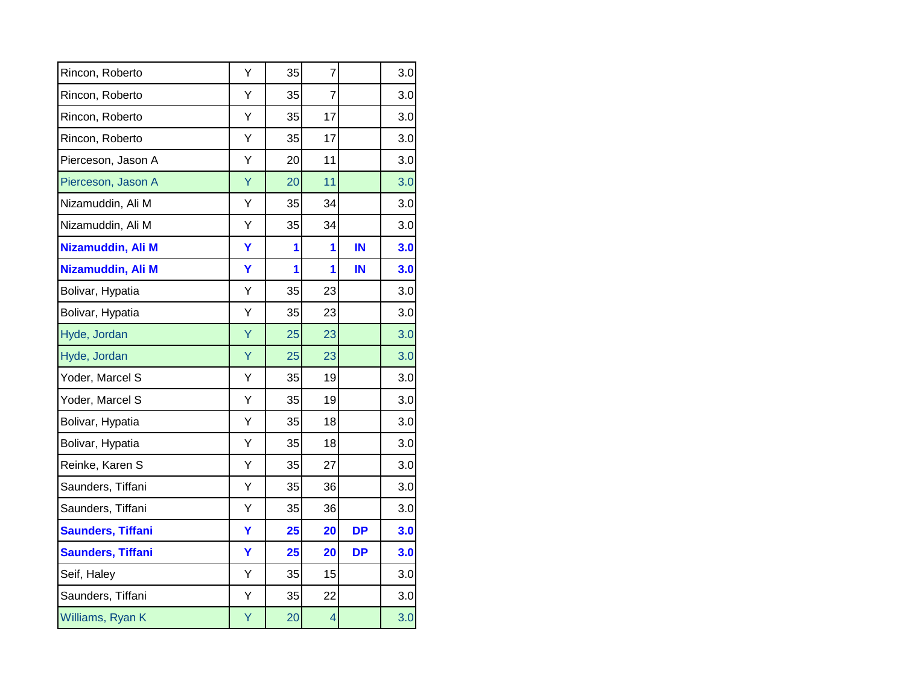| | | | | | |
|---|---|---|---|---|---|
| Rincon, Roberto | Y | 35 | 7 | | 3.0 |
| Rincon, Roberto | Y | 35 | 7 | | 3.0 |
| Rincon, Roberto | Y | 35 | 17 | | 3.0 |
| Rincon, Roberto | Y | 35 | 17 | | 3.0 |
| Pierceson, Jason A | Y | 20 | 11 | | 3.0 |
| Pierceson, Jason A | Y | 20 | 11 | | 3.0 |
| Nizamuddin, Ali M | Y | 35 | 34 | | 3.0 |
| Nizamuddin, Ali M | Y | 35 | 34 | | 3.0 |
| **Nizamuddin, Ali M** | **Y** | **1** | **1** | **IN** | **3.0** |
| **Nizamuddin, Ali M** | **Y** | **1** | **1** | **IN** | **3.0** |
| Bolivar, Hypatia | Y | 35 | 23 | | 3.0 |
| Bolivar, Hypatia | Y | 35 | 23 | | 3.0 |
| Hyde, Jordan | Y | 25 | 23 | | 3.0 |
| Hyde, Jordan | Y | 25 | 23 | | 3.0 |
| Yoder, Marcel S | Y | 35 | 19 | | 3.0 |
| Yoder, Marcel S | Y | 35 | 19 | | 3.0 |
| Bolivar, Hypatia | Y | 35 | 18 | | 3.0 |
| Bolivar, Hypatia | Y | 35 | 18 | | 3.0 |
| Reinke, Karen S | Y | 35 | 27 | | 3.0 |
| Saunders, Tiffani | Y | 35 | 36 | | 3.0 |
| Saunders, Tiffani | Y | 35 | 36 | | 3.0 |
| **Saunders, Tiffani** | **Y** | **25** | **20** | **DP** | **3.0** |
| **Saunders, Tiffani** | **Y** | **25** | **20** | **DP** | **3.0** |
| Seif, Haley | Y | 35 | 15 | | 3.0 |
| Saunders, Tiffani | Y | 35 | 22 | | 3.0 |
| Williams, Ryan K | Y | 20 | 4 | | 3.0 |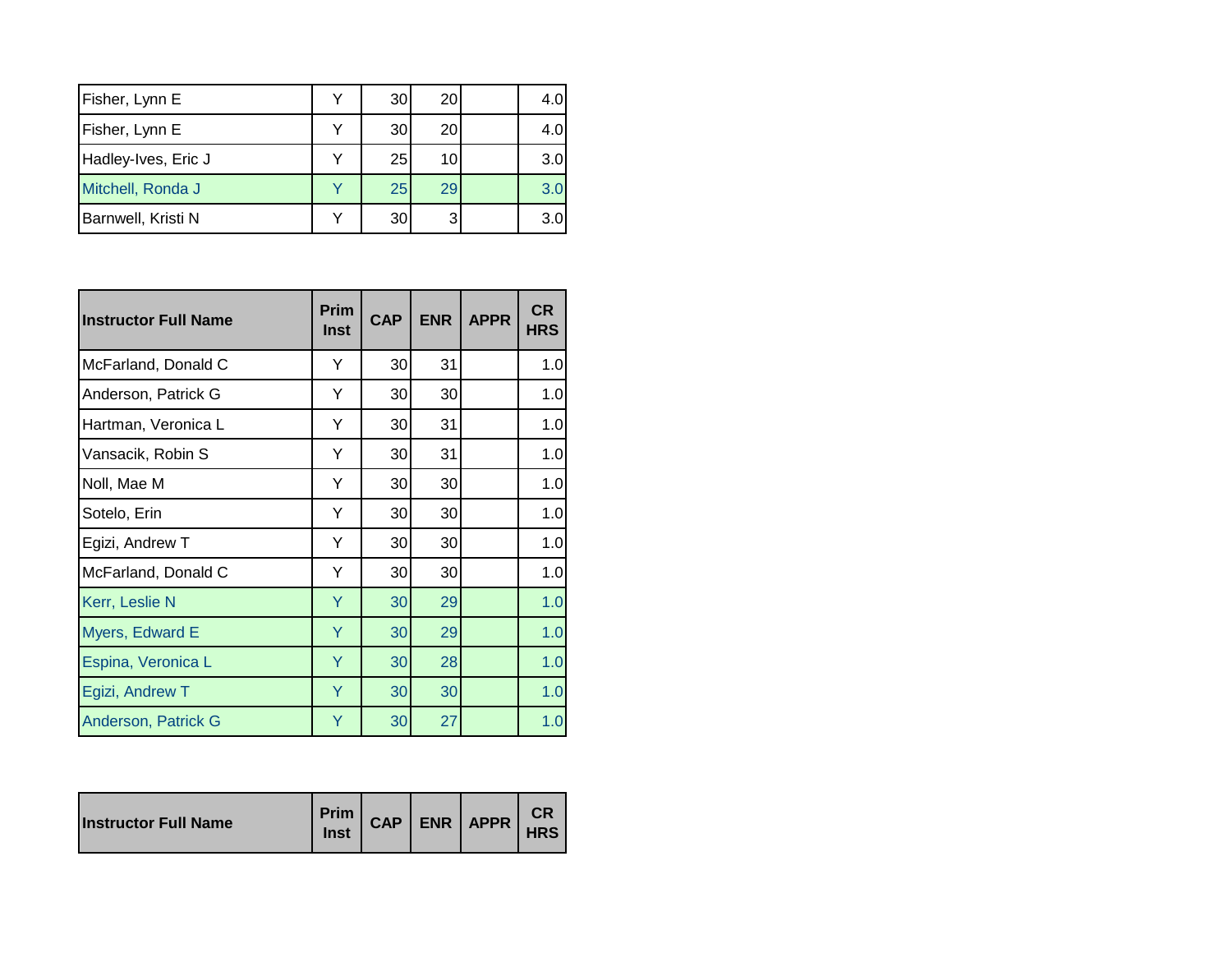| Instructor Full Name | Prim Inst | CAP | ENR | APPR | CR HRS |
|---|---|---|---|---|---|
| Fisher, Lynn E | Y | 30 | 20 | | 4.0 |
| Fisher, Lynn E | Y | 30 | 20 | | 4.0 |
| Hadley-Ives, Eric J | Y | 25 | 10 | | 3.0 |
| Mitchell, Ronda J | Y | 25 | 29 | | 3.0 |
| Barnwell, Kristi N | Y | 30 | 3 | | 3.0 |

| Instructor Full Name | Prim Inst | CAP | ENR | APPR | CR HRS |
|---|---|---|---|---|---|
| McFarland, Donald C | Y | 30 | 31 | | 1.0 |
| Anderson, Patrick G | Y | 30 | 30 | | 1.0 |
| Hartman, Veronica L | Y | 30 | 31 | | 1.0 |
| Vansacik, Robin S | Y | 30 | 31 | | 1.0 |
| Noll, Mae M | Y | 30 | 30 | | 1.0 |
| Sotelo, Erin | Y | 30 | 30 | | 1.0 |
| Egizi, Andrew T | Y | 30 | 30 | | 1.0 |
| McFarland, Donald C | Y | 30 | 30 | | 1.0 |
| Kerr, Leslie N | Y | 30 | 29 | | 1.0 |
| Myers, Edward E | Y | 30 | 29 | | 1.0 |
| Espina, Veronica L | Y | 30 | 28 | | 1.0 |
| Egizi, Andrew T | Y | 30 | 30 | | 1.0 |
| Anderson, Patrick G | Y | 30 | 27 | | 1.0 |

| Instructor Full Name | Prim Inst | CAP | ENR | APPR | CR HRS |
|---|---|---|---|---|---|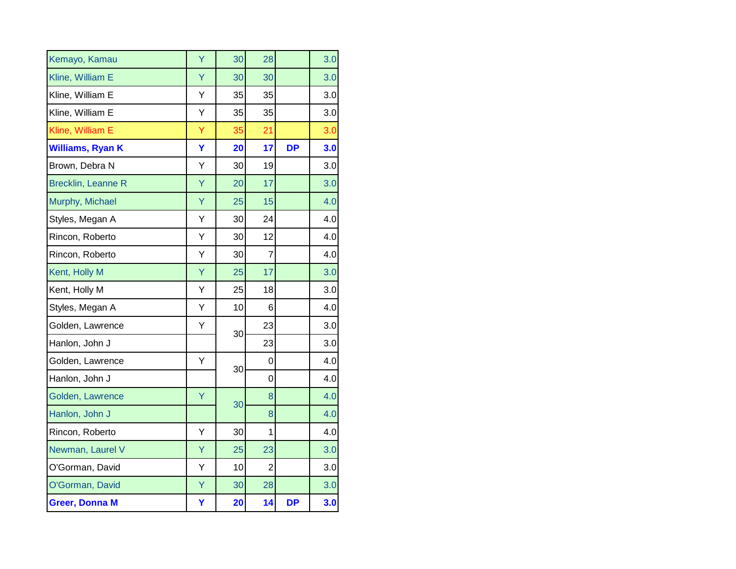| | | | | | |
|---|---|---|---|---|---|
| Kemayo, Kamau | Y | 30 | 28 | | 3.0 |
| Kline, William E | Y | 30 | 30 | | 3.0 |
| Kline, William E | Y | 35 | 35 | | 3.0 |
| Kline, William E | Y | 35 | 35 | | 3.0 |
| Kline, William E | Y | 35 | 21 | | 3.0 |
| **Williams, Ryan K** | **Y** | **20** | **17** | **DP** | **3.0** |
| Brown, Debra N | Y | 30 | 19 | | 3.0 |
| Brecklin, Leanne R | Y | 20 | 17 | | 3.0 |
| Murphy, Michael | Y | 25 | 15 | | 4.0 |
| Styles, Megan A | Y | 30 | 24 | | 4.0 |
| Rincon, Roberto | Y | 30 | 12 | | 4.0 |
| Rincon, Roberto | Y | 30 | 7 | | 4.0 |
| Kent, Holly M | Y | 25 | 17 | | 3.0 |
| Kent, Holly M | Y | 25 | 18 | | 3.0 |
| Styles, Megan A | Y | 10 | 6 | | 4.0 |
| Golden, Lawrence | Y | 30 | 23 | | 3.0 |
| Hanlon, John J | | | 23 | | 3.0 |
| Golden, Lawrence | Y | 30 | 0 | | 4.0 |
| Hanlon, John J | | | 0 | | 4.0 |
| Golden, Lawrence | Y | 30 | 8 | | 4.0 |
| Hanlon, John J | | | 8 | | 4.0 |
| Rincon, Roberto | Y | 30 | 1 | | 4.0 |
| Newman, Laurel V | Y | 25 | 23 | | 3.0 |
| O'Gorman, David | Y | 10 | 2 | | 3.0 |
| O'Gorman, David | Y | 30 | 28 | | 3.0 |
| **Greer, Donna M** | **Y** | **20** | **14** | **DP** | **3.0** |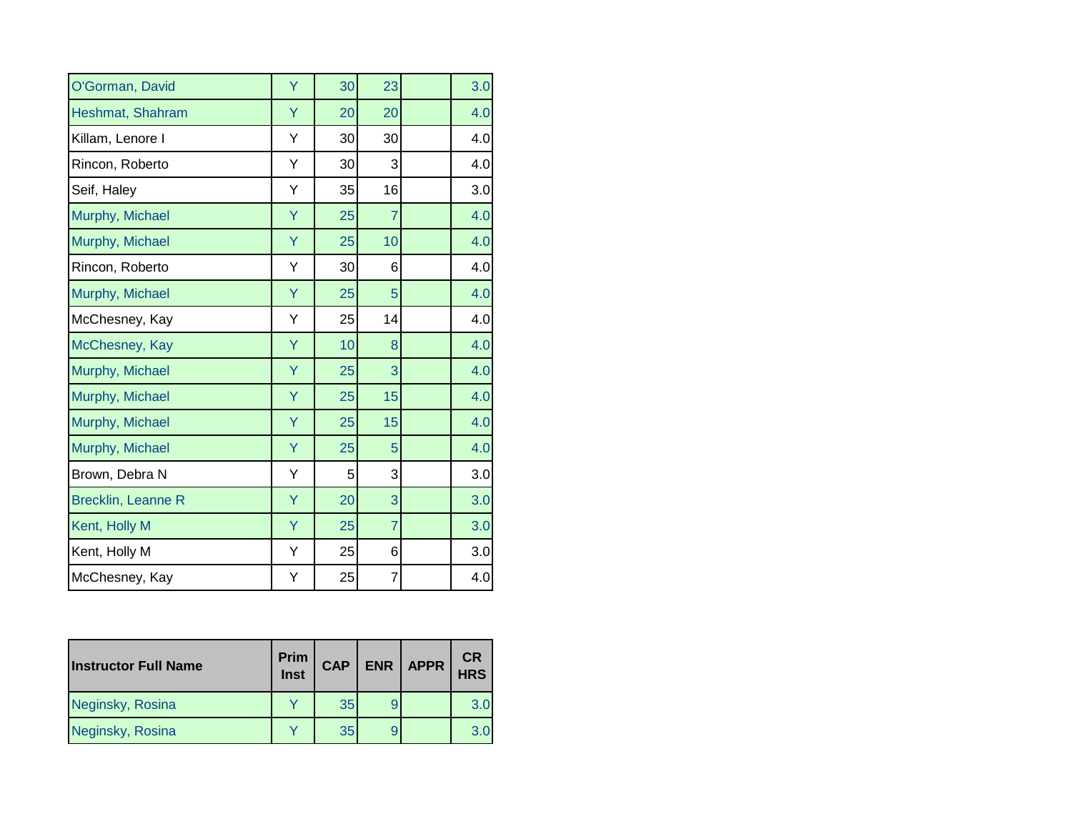| Instructor Full Name | Prim Inst | CAP | ENR | APPR | CR HRS |
|---|---|---|---|---|---|
| O'Gorman, David | Y | 30 | 23 | | 3.0 |
| Heshmat, Shahram | Y | 20 | 20 | | 4.0 |
| Killam, Lenore I | Y | 30 | 30 | | 4.0 |
| Rincon, Roberto | Y | 30 | 3 | | 4.0 |
| Seif, Haley | Y | 35 | 16 | | 3.0 |
| Murphy, Michael | Y | 25 | 7 | | 4.0 |
| Murphy, Michael | Y | 25 | 10 | | 4.0 |
| Rincon, Roberto | Y | 30 | 6 | | 4.0 |
| Murphy, Michael | Y | 25 | 5 | | 4.0 |
| McChesney, Kay | Y | 25 | 14 | | 4.0 |
| McChesney, Kay | Y | 10 | 8 | | 4.0 |
| Murphy, Michael | Y | 25 | 3 | | 4.0 |
| Murphy, Michael | Y | 25 | 15 | | 4.0 |
| Murphy, Michael | Y | 25 | 15 | | 4.0 |
| Murphy, Michael | Y | 25 | 5 | | 4.0 |
| Brown, Debra N | Y | 5 | 3 | | 3.0 |
| Brecklin, Leanne R | Y | 20 | 3 | | 3.0 |
| Kent, Holly M | Y | 25 | 7 | | 3.0 |
| Kent, Holly M | Y | 25 | 6 | | 3.0 |
| McChesney, Kay | Y | 25 | 7 | | 4.0 |

| Instructor Full Name | Prim Inst | CAP | ENR | APPR | CR HRS |
|---|---|---|---|---|---|
| Neginsky, Rosina | Y | 35 | 9 | | 3.0 |
| Neginsky, Rosina | Y | 35 | 9 | | 3.0 |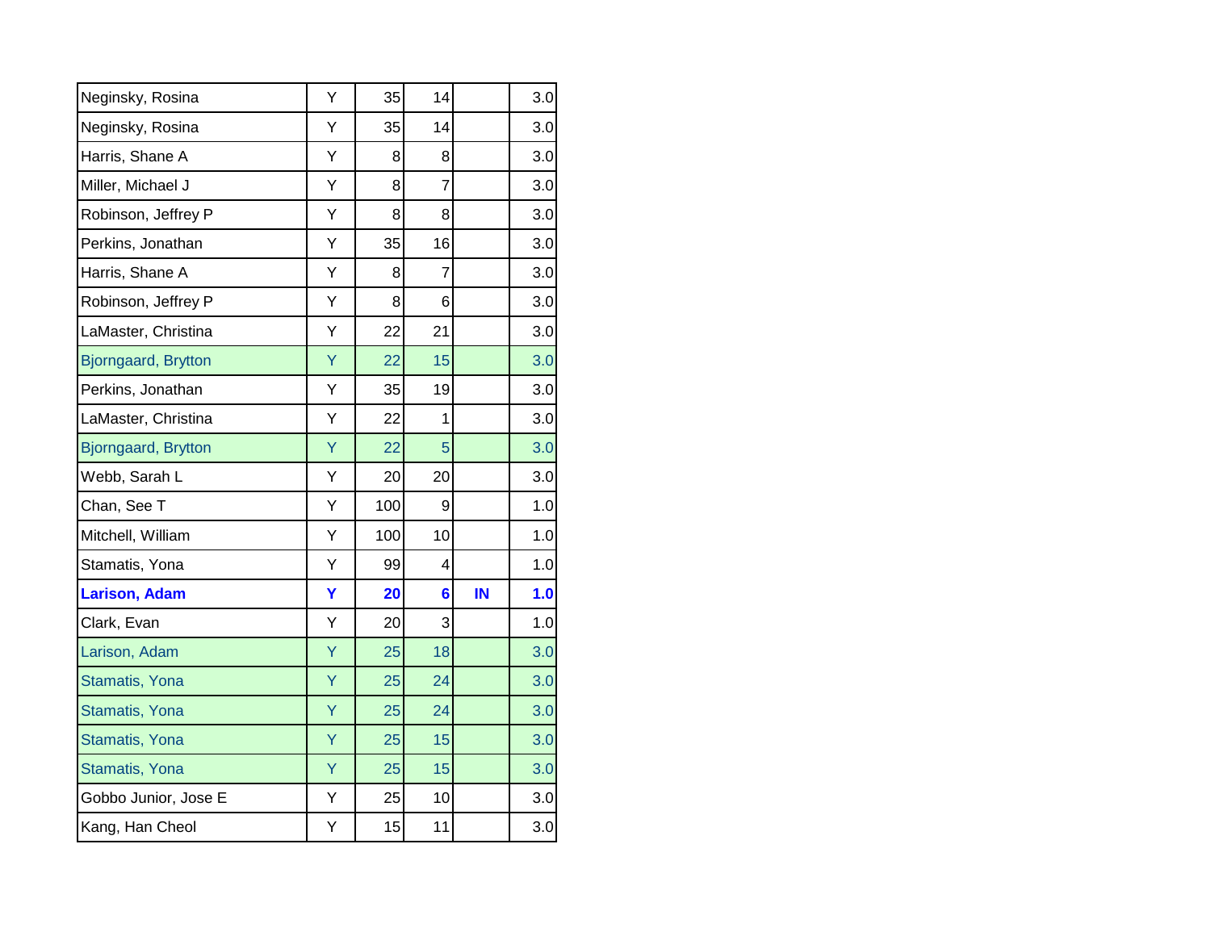| | | | | | |
|---|---|---|---|---|---|
| Neginsky, Rosina | Y | 35 | 14 | | 3.0 |
| Neginsky, Rosina | Y | 35 | 14 | | 3.0 |
| Harris, Shane A | Y | 8 | 8 | | 3.0 |
| Miller, Michael J | Y | 8 | 7 | | 3.0 |
| Robinson, Jeffrey P | Y | 8 | 8 | | 3.0 |
| Perkins, Jonathan | Y | 35 | 16 | | 3.0 |
| Harris, Shane A | Y | 8 | 7 | | 3.0 |
| Robinson, Jeffrey P | Y | 8 | 6 | | 3.0 |
| LaMaster, Christina | Y | 22 | 21 | | 3.0 |
| Bjorngaard, Brytton | Y | 22 | 15 | | 3.0 |
| Perkins, Jonathan | Y | 35 | 19 | | 3.0 |
| LaMaster, Christina | Y | 22 | 1 | | 3.0 |
| Bjorngaard, Brytton | Y | 22 | 5 | | 3.0 |
| Webb, Sarah L | Y | 20 | 20 | | 3.0 |
| Chan, See T | Y | 100 | 9 | | 1.0 |
| Mitchell, William | Y | 100 | 10 | | 1.0 |
| Stamatis, Yona | Y | 99 | 4 | | 1.0 |
| **Larison, Adam** | **Y** | **20** | **6** | **IN** | **1.0** |
| Clark, Evan | Y | 20 | 3 | | 1.0 |
| Larison, Adam | Y | 25 | 18 | | 3.0 |
| Stamatis, Yona | Y | 25 | 24 | | 3.0 |
| Stamatis, Yona | Y | 25 | 24 | | 3.0 |
| Stamatis, Yona | Y | 25 | 15 | | 3.0 |
| Stamatis, Yona | Y | 25 | 15 | | 3.0 |
| Gobbo Junior, Jose E | Y | 25 | 10 | | 3.0 |
| Kang, Han Cheol | Y | 15 | 11 | | 3.0 |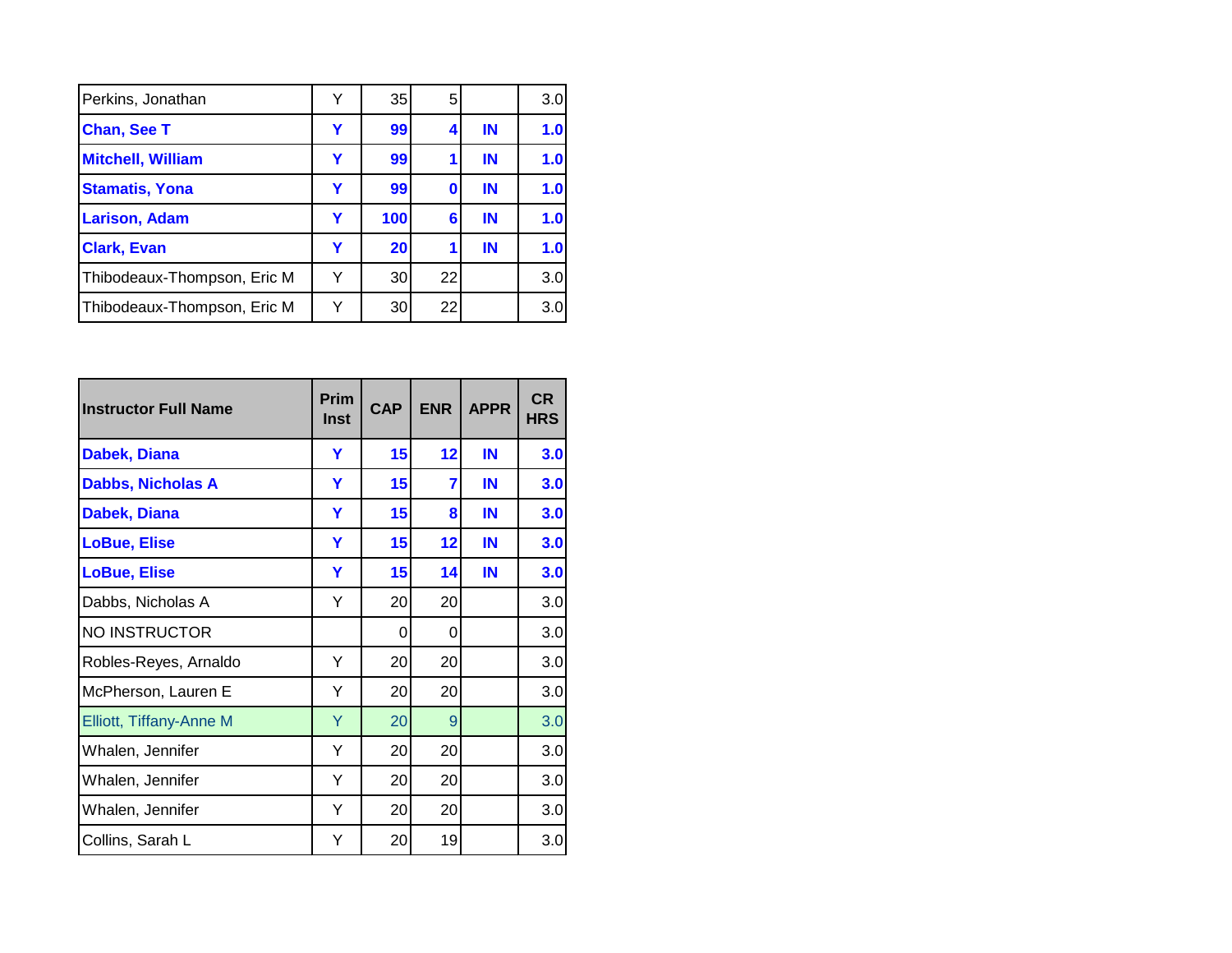| Perkins, Jonathan | Y | 35 | 5 | | 3.0 |
|---|---|---|---|---|---|
| **Chan, See T** | **Y** | **99** | **4** | **IN** | **1.0** |
| **Mitchell, William** | **Y** | **99** | **1** | **IN** | **1.0** |
| **Stamatis, Yona** | **Y** | **99** | **0** | **IN** | **1.0** |
| **Larison, Adam** | **Y** | **100** | **6** | **IN** | **1.0** |
| **Clark, Evan** | **Y** | **20** | **1** | **IN** | **1.0** |
| Thibodeaux-Thompson, Eric M | Y | 30 | 22 | | 3.0 |
| Thibodeaux-Thompson, Eric M | Y | 30 | 22 | | 3.0 |

| Instructor Full Name | Prim Inst | CAP | ENR | APPR | CR HRS |
|---|---|---|---|---|---|
| **Dabek, Diana** | **Y** | **15** | **12** | **IN** | **3.0** |
| **Dabbs, Nicholas A** | **Y** | **15** | **7** | **IN** | **3.0** |
| **Dabek, Diana** | **Y** | **15** | **8** | **IN** | **3.0** |
| **LoBue, Elise** | **Y** | **15** | **12** | **IN** | **3.0** |
| **LoBue, Elise** | **Y** | **15** | **14** | **IN** | **3.0** |
| Dabbs, Nicholas A | Y | 20 | 20 | | 3.0 |
| NO INSTRUCTOR | | 0 | 0 | | 3.0 |
| Robles-Reyes, Arnaldo | Y | 20 | 20 | | 3.0 |
| McPherson, Lauren E | Y | 20 | 20 | | 3.0 |
| Elliott, Tiffany-Anne M | Y | 20 | 9 | | 3.0 |
| Whalen, Jennifer | Y | 20 | 20 | | 3.0 |
| Whalen, Jennifer | Y | 20 | 20 | | 3.0 |
| Whalen, Jennifer | Y | 20 | 20 | | 3.0 |
| Collins, Sarah L | Y | 20 | 19 | | 3.0 |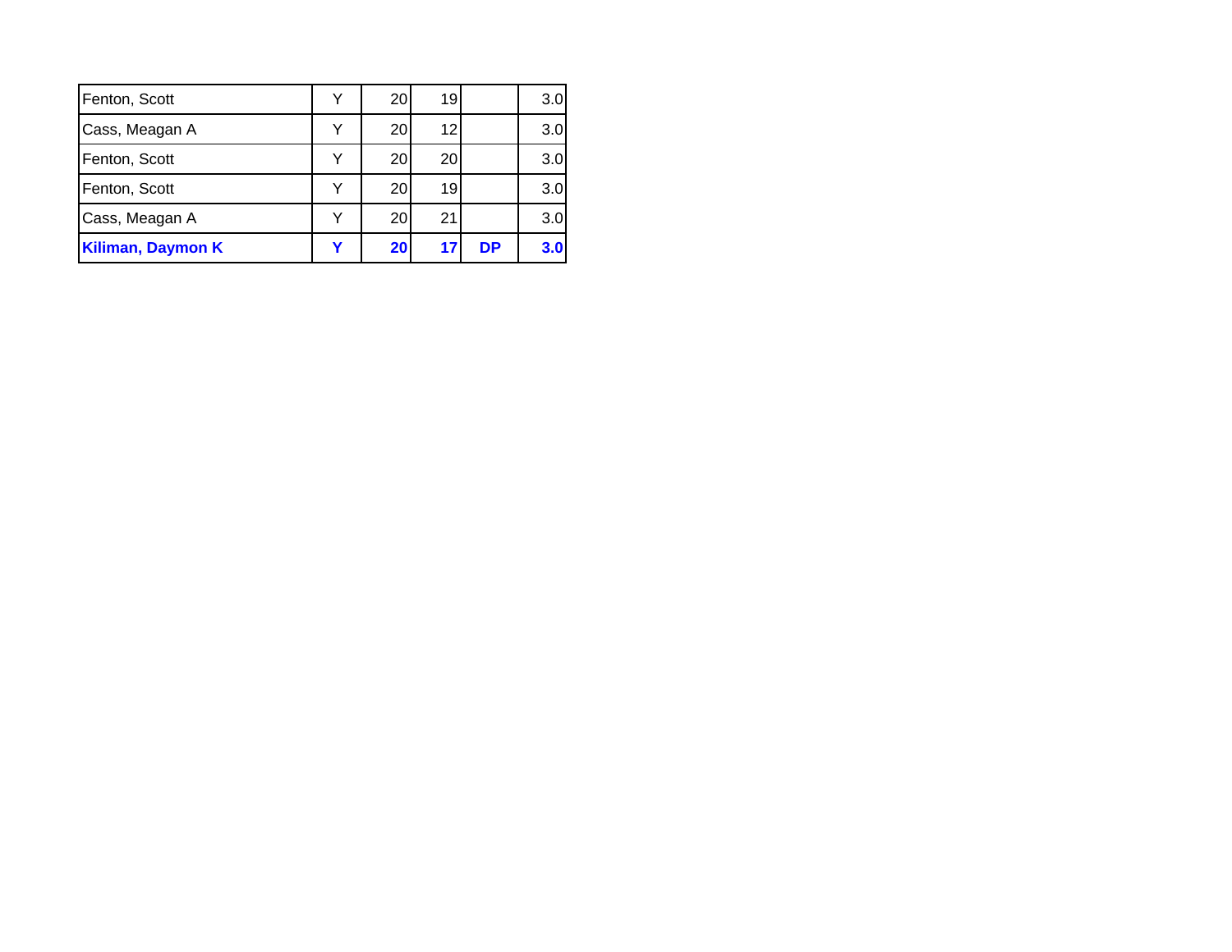| | | | | | |
|---|---|---|---|---|---|
| Fenton, Scott | Y | 20 | 19 | | 3.0 |
| Cass, Meagan A | Y | 20 | 12 | | 3.0 |
| Fenton, Scott | Y | 20 | 20 | | 3.0 |
| Fenton, Scott | Y | 20 | 19 | | 3.0 |
| Cass, Meagan A | Y | 20 | 21 | | 3.0 |
| **Kiliman, Daymon K** | **Y** | **20** | **17** | **DP** | **3.0** |